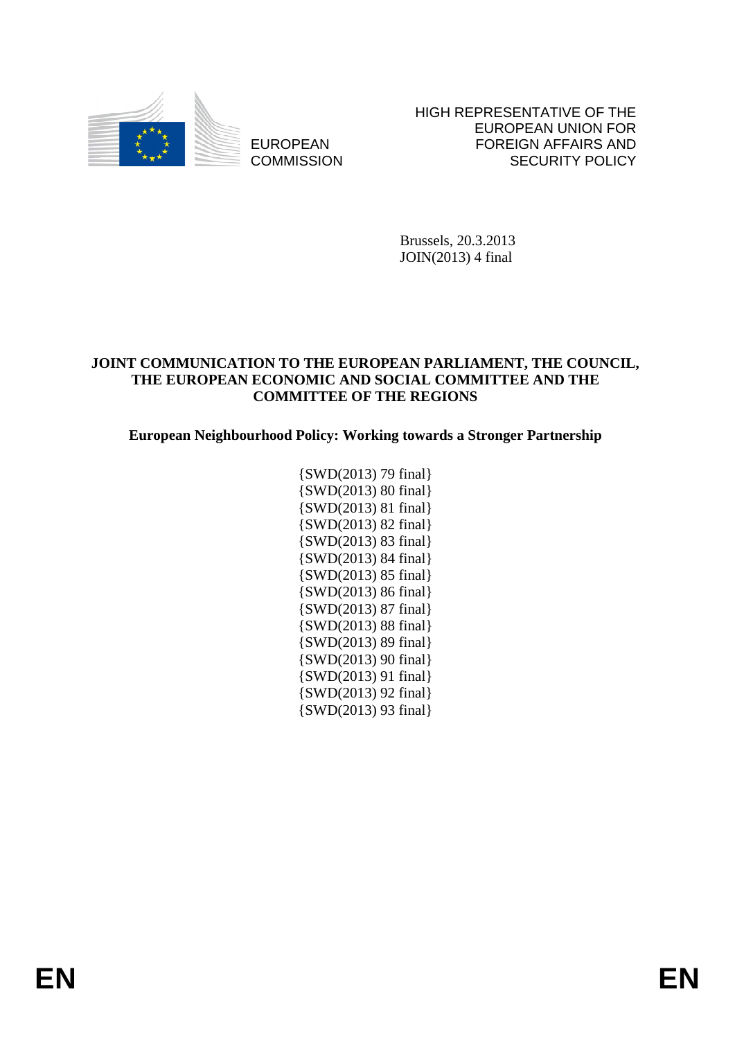EUROPEAN COMMISSION

HIGH REPRESENTATIVE OF THE EUROPEAN UNION FOR FOREIGN AFFAIRS AND SECURITY POLICY

Brussels, 20.3.2013
JOIN(2013) 4 final

**JOINT COMMUNICATION TO THE EUROPEAN PARLIAMENT, THE COUNCIL, THE EUROPEAN ECONOMIC AND SOCIAL COMMITTEE AND THE COMMITTEE OF THE REGIONS**

**European Neighbourhood Policy: Working towards a Stronger Partnership**

{SWD(2013) 79 final}
{SWD(2013) 80 final}
{SWD(2013) 81 final}
{SWD(2013) 82 final}
{SWD(2013) 83 final}
{SWD(2013) 84 final}
{SWD(2013) 85 final}
{SWD(2013) 86 final}
{SWD(2013) 87 final}
{SWD(2013) 88 final}
{SWD(2013) 89 final}
{SWD(2013) 90 final}
{SWD(2013) 91 final}
{SWD(2013) 92 final}
{SWD(2013) 93 final}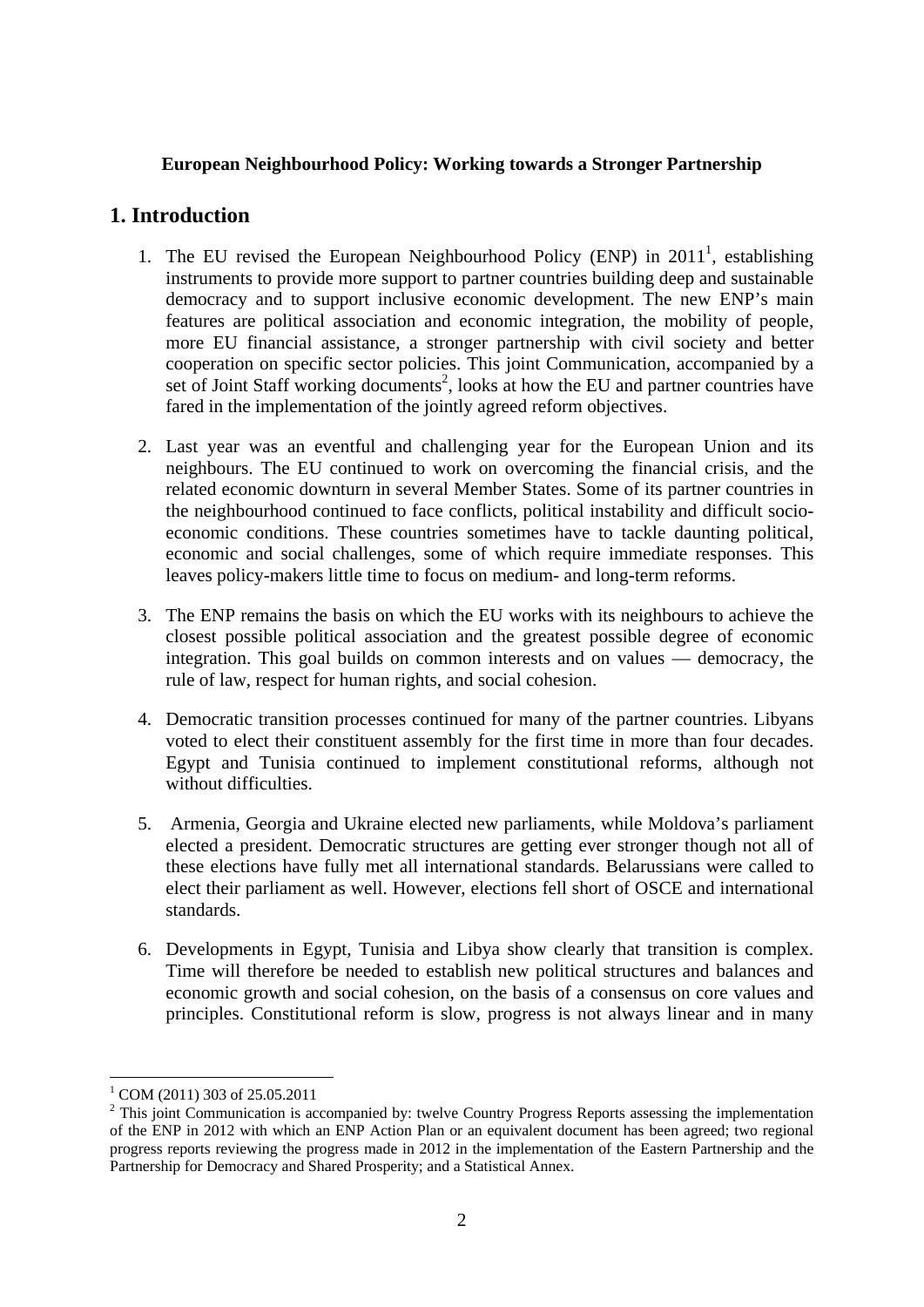**European Neighbourhood Policy: Working towards a Stronger Partnership**

# 1. Introduction

1. The EU revised the European Neighbourhood Policy (ENP) in 2011[1], establishing instruments to provide more support to partner countries building deep and sustainable democracy and to support inclusive economic development. The new ENP's main features are political association and economic integration, the mobility of people, more EU financial assistance, a stronger partnership with civil society and better cooperation on specific sector policies. This joint Communication, accompanied by a set of Joint Staff working documents[2], looks at how the EU and partner countries have fared in the implementation of the jointly agreed reform objectives.

2. Last year was an eventful and challenging year for the European Union and its neighbours. The EU continued to work on overcoming the financial crisis, and the related economic downturn in several Member States. Some of its partner countries in the neighbourhood continued to face conflicts, political instability and difficult socio-economic conditions. These countries sometimes have to tackle daunting political, economic and social challenges, some of which require immediate responses. This leaves policy-makers little time to focus on medium- and long-term reforms.

3. The ENP remains the basis on which the EU works with its neighbours to achieve the closest possible political association and the greatest possible degree of economic integration. This goal builds on common interests and on values — democracy, the rule of law, respect for human rights, and social cohesion.

4. Democratic transition processes continued for many of the partner countries. Libyans voted to elect their constituent assembly for the first time in more than four decades. Egypt and Tunisia continued to implement constitutional reforms, although not without difficulties.

5. Armenia, Georgia and Ukraine elected new parliaments, while Moldova's parliament elected a president. Democratic structures are getting ever stronger though not all of these elections have fully met all international standards. Belarussians were called to elect their parliament as well. However, elections fell short of OSCE and international standards.

6. Developments in Egypt, Tunisia and Libya show clearly that transition is complex. Time will therefore be needed to establish new political structures and balances and economic growth and social cohesion, on the basis of a consensus on core values and principles. Constitutional reform is slow, progress is not always linear and in many

---

[1] COM (2011) 303 of 25.05.2011

[2] This joint Communication is accompanied by: twelve Country Progress Reports assessing the implementation of the ENP in 2012 with which an ENP Action Plan or an equivalent document has been agreed; two regional progress reports reviewing the progress made in 2012 in the implementation of the Eastern Partnership and the Partnership for Democracy and Shared Prosperity; and a Statistical Annex.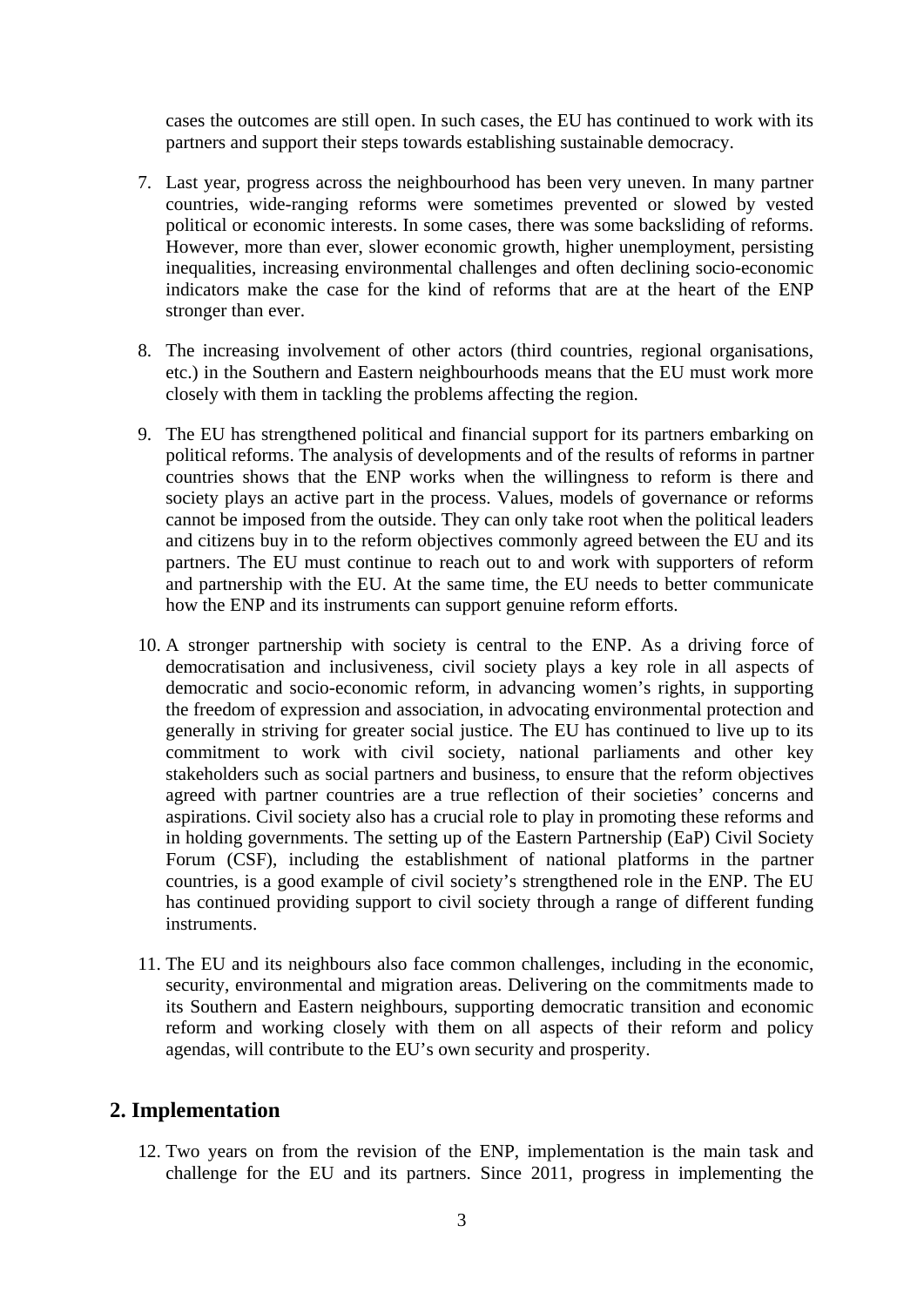cases the outcomes are still open. In such cases, the EU has continued to work with its partners and support their steps towards establishing sustainable democracy.

7. Last year, progress across the neighbourhood has been very uneven. In many partner countries, wide-ranging reforms were sometimes prevented or slowed by vested political or economic interests. In some cases, there was some backsliding of reforms. However, more than ever, slower economic growth, higher unemployment, persisting inequalities, increasing environmental challenges and often declining socio-economic indicators make the case for the kind of reforms that are at the heart of the ENP stronger than ever.

8. The increasing involvement of other actors (third countries, regional organisations, etc.) in the Southern and Eastern neighbourhoods means that the EU must work more closely with them in tackling the problems affecting the region.

9. The EU has strengthened political and financial support for its partners embarking on political reforms. The analysis of developments and of the results of reforms in partner countries shows that the ENP works when the willingness to reform is there and society plays an active part in the process. Values, models of governance or reforms cannot be imposed from the outside. They can only take root when the political leaders and citizens buy in to the reform objectives commonly agreed between the EU and its partners. The EU must continue to reach out to and work with supporters of reform and partnership with the EU. At the same time, the EU needs to better communicate how the ENP and its instruments can support genuine reform efforts.

10. A stronger partnership with society is central to the ENP. As a driving force of democratisation and inclusiveness, civil society plays a key role in all aspects of democratic and socio-economic reform, in advancing women's rights, in supporting the freedom of expression and association, in advocating environmental protection and generally in striving for greater social justice. The EU has continued to live up to its commitment to work with civil society, national parliaments and other key stakeholders such as social partners and business, to ensure that the reform objectives agreed with partner countries are a true reflection of their societies' concerns and aspirations. Civil society also has a crucial role to play in promoting these reforms and in holding governments. The setting up of the Eastern Partnership (EaP) Civil Society Forum (CSF), including the establishment of national platforms in the partner countries, is a good example of civil society's strengthened role in the ENP. The EU has continued providing support to civil society through a range of different funding instruments.

11. The EU and its neighbours also face common challenges, including in the economic, security, environmental and migration areas. Delivering on the commitments made to its Southern and Eastern neighbours, supporting democratic transition and economic reform and working closely with them on all aspects of their reform and policy agendas, will contribute to the EU's own security and prosperity.

## 2. Implementation

12. Two years on from the revision of the ENP, implementation is the main task and challenge for the EU and its partners. Since 2011, progress in implementing the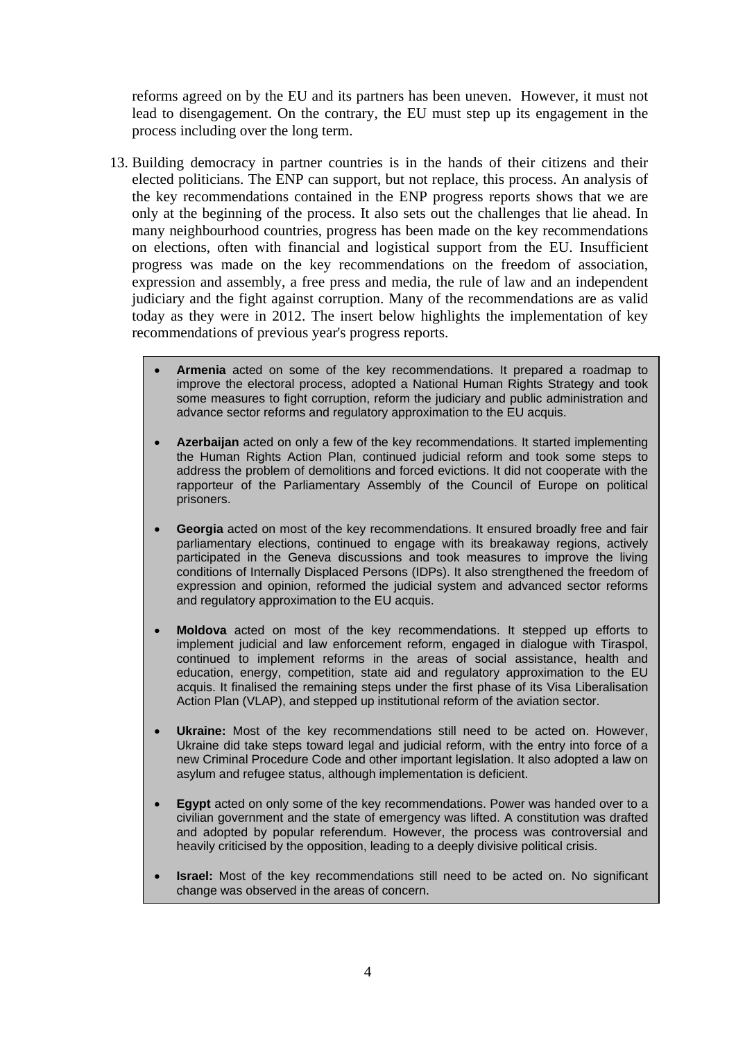reforms agreed on by the EU and its partners has been uneven. However, it must not lead to disengagement. On the contrary, the EU must step up its engagement in the process including over the long term.

13. Building democracy in partner countries is in the hands of their citizens and their elected politicians. The ENP can support, but not replace, this process. An analysis of the key recommendations contained in the ENP progress reports shows that we are only at the beginning of the process. It also sets out the challenges that lie ahead. In many neighbourhood countries, progress has been made on the key recommendations on elections, often with financial and logistical support from the EU. Insufficient progress was made on the key recommendations on the freedom of association, expression and assembly, a free press and media, the rule of law and an independent judiciary and the fight against corruption. Many of the recommendations are as valid today as they were in 2012. The insert below highlights the implementation of key recommendations of previous year's progress reports.

- **Armenia** acted on some of the key recommendations. It prepared a roadmap to improve the electoral process, adopted a National Human Rights Strategy and took some measures to fight corruption, reform the judiciary and public administration and advance sector reforms and regulatory approximation to the EU acquis.

- **Azerbaijan** acted on only a few of the key recommendations. It started implementing the Human Rights Action Plan, continued judicial reform and took some steps to address the problem of demolitions and forced evictions. It did not cooperate with the rapporteur of the Parliamentary Assembly of the Council of Europe on political prisoners.

- **Georgia** acted on most of the key recommendations. It ensured broadly free and fair parliamentary elections, continued to engage with its breakaway regions, actively participated in the Geneva discussions and took measures to improve the living conditions of Internally Displaced Persons (IDPs). It also strengthened the freedom of expression and opinion, reformed the judicial system and advanced sector reforms and regulatory approximation to the EU acquis.

- **Moldova** acted on most of the key recommendations. It stepped up efforts to implement judicial and law enforcement reform, engaged in dialogue with Tiraspol, continued to implement reforms in the areas of social assistance, health and education, energy, competition, state aid and regulatory approximation to the EU acquis. It finalised the remaining steps under the first phase of its Visa Liberalisation Action Plan (VLAP), and stepped up institutional reform of the aviation sector.

- **Ukraine:** Most of the key recommendations still need to be acted on. However, Ukraine did take steps toward legal and judicial reform, with the entry into force of a new Criminal Procedure Code and other important legislation. It also adopted a law on asylum and refugee status, although implementation is deficient.

- **Egypt** acted on only some of the key recommendations. Power was handed over to a civilian government and the state of emergency was lifted. A constitution was drafted and adopted by popular referendum. However, the process was controversial and heavily criticised by the opposition, leading to a deeply divisive political crisis.

- **Israel:** Most of the key recommendations still need to be acted on. No significant change was observed in the areas of concern.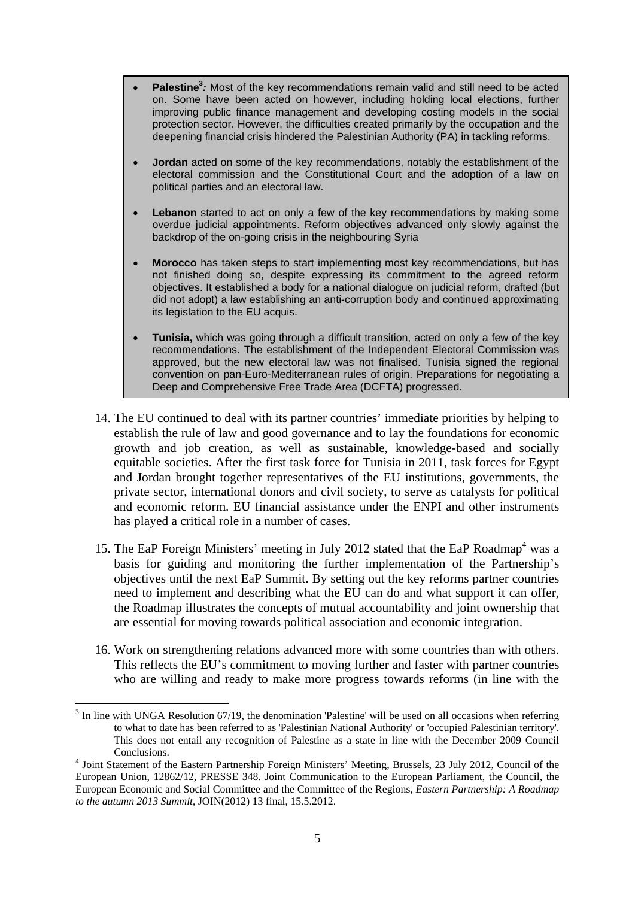- **Palestine**[3]*:* Most of the key recommendations remain valid and still need to be acted on. Some have been acted on however, including holding local elections, further improving public finance management and developing costing models in the social protection sector. However, the difficulties created primarily by the occupation and the deepening financial crisis hindered the Palestinian Authority (PA) in tackling reforms.

- **Jordan** acted on some of the key recommendations, notably the establishment of the electoral commission and the Constitutional Court and the adoption of a law on political parties and an electoral law.

- **Lebanon** started to act on only a few of the key recommendations by making some overdue judicial appointments. Reform objectives advanced only slowly against the backdrop of the on-going crisis in the neighbouring Syria

- **Morocco** has taken steps to start implementing most key recommendations, but has not finished doing so, despite expressing its commitment to the agreed reform objectives. It established a body for a national dialogue on judicial reform, drafted (but did not adopt) a law establishing an anti-corruption body and continued approximating its legislation to the EU acquis.

- **Tunisia,** which was going through a difficult transition, acted on only a few of the key recommendations. The establishment of the Independent Electoral Commission was approved, but the new electoral law was not finalised. Tunisia signed the regional convention on pan-Euro-Mediterranean rules of origin. Preparations for negotiating a Deep and Comprehensive Free Trade Area (DCFTA) progressed.

14. The EU continued to deal with its partner countries' immediate priorities by helping to establish the rule of law and good governance and to lay the foundations for economic growth and job creation, as well as sustainable, knowledge-based and socially equitable societies. After the first task force for Tunisia in 2011, task forces for Egypt and Jordan brought together representatives of the EU institutions, governments, the private sector, international donors and civil society, to serve as catalysts for political and economic reform. EU financial assistance under the ENPI and other instruments has played a critical role in a number of cases.

15. The EaP Foreign Ministers' meeting in July 2012 stated that the EaP Roadmap[4] was a basis for guiding and monitoring the further implementation of the Partnership's objectives until the next EaP Summit. By setting out the key reforms partner countries need to implement and describing what the EU can do and what support it can offer, the Roadmap illustrates the concepts of mutual accountability and joint ownership that are essential for moving towards political association and economic integration.

16. Work on strengthening relations advanced more with some countries than with others. This reflects the EU's commitment to moving further and faster with partner countries who are willing and ready to make more progress towards reforms (in line with the

---

[3] In line with UNGA Resolution 67/19, the denomination 'Palestine' will be used on all occasions when referring to what to date has been referred to as 'Palestinian National Authority' or 'occupied Palestinian territory'. This does not entail any recognition of Palestine as a state in line with the December 2009 Council Conclusions.

[4] Joint Statement of the Eastern Partnership Foreign Ministers' Meeting, Brussels, 23 July 2012, Council of the European Union, 12862/12, PRESSE 348. Joint Communication to the European Parliament, the Council, the European Economic and Social Committee and the Committee of the Regions, *Eastern Partnership: A Roadmap to the autumn 2013 Summit*, JOIN(2012) 13 final, 15.5.2012.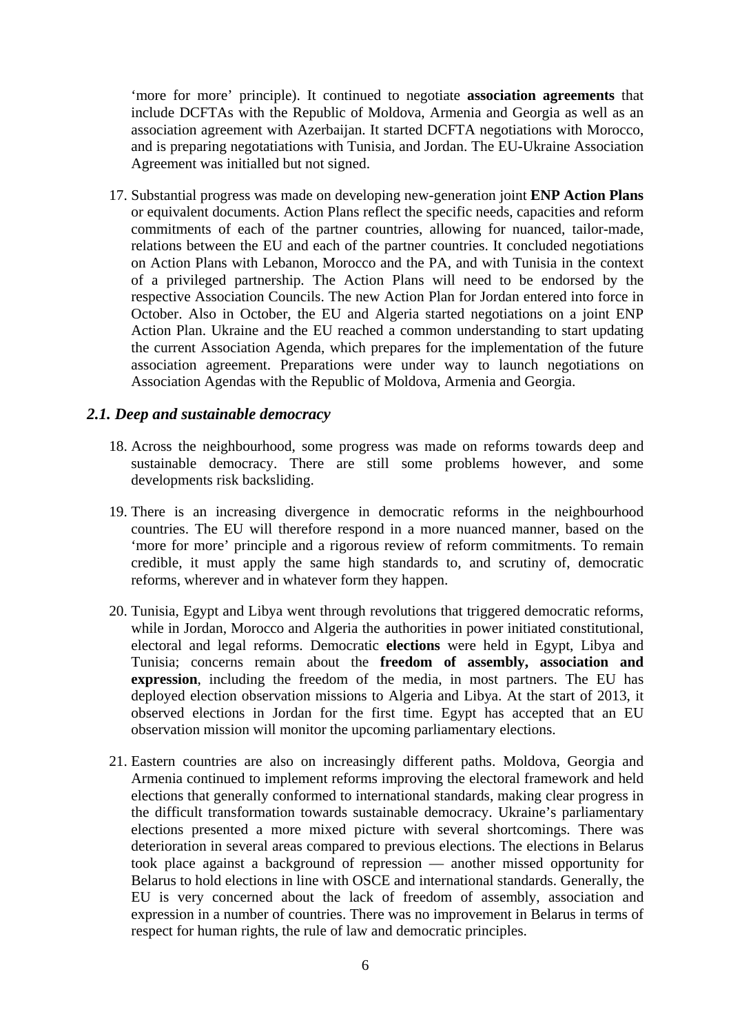'more for more' principle). It continued to negotiate **association agreements** that include DCFTAs with the Republic of Moldova, Armenia and Georgia as well as an association agreement with Azerbaijan. It started DCFTA negotiations with Morocco, and is preparing negotatiations with Tunisia, and Jordan. The EU-Ukraine Association Agreement was initialled but not signed.

17. Substantial progress was made on developing new-generation joint **ENP Action Plans** or equivalent documents. Action Plans reflect the specific needs, capacities and reform commitments of each of the partner countries, allowing for nuanced, tailor-made, relations between the EU and each of the partner countries. It concluded negotiations on Action Plans with Lebanon, Morocco and the PA, and with Tunisia in the context of a privileged partnership. The Action Plans will need to be endorsed by the respective Association Councils. The new Action Plan for Jordan entered into force in October. Also in October, the EU and Algeria started negotiations on a joint ENP Action Plan. Ukraine and the EU reached a common understanding to start updating the current Association Agenda, which prepares for the implementation of the future association agreement. Preparations were under way to launch negotiations on Association Agendas with the Republic of Moldova, Armenia and Georgia.

### *2.1. Deep and sustainable democracy*

18. Across the neighbourhood, some progress was made on reforms towards deep and sustainable democracy. There are still some problems however, and some developments risk backsliding.

19. There is an increasing divergence in democratic reforms in the neighbourhood countries. The EU will therefore respond in a more nuanced manner, based on the 'more for more' principle and a rigorous review of reform commitments. To remain credible, it must apply the same high standards to, and scrutiny of, democratic reforms, wherever and in whatever form they happen.

20. Tunisia, Egypt and Libya went through revolutions that triggered democratic reforms, while in Jordan, Morocco and Algeria the authorities in power initiated constitutional, electoral and legal reforms. Democratic **elections** were held in Egypt, Libya and Tunisia; concerns remain about the **freedom of assembly, association and expression**, including the freedom of the media, in most partners. The EU has deployed election observation missions to Algeria and Libya. At the start of 2013, it observed elections in Jordan for the first time. Egypt has accepted that an EU observation mission will monitor the upcoming parliamentary elections.

21. Eastern countries are also on increasingly different paths. Moldova, Georgia and Armenia continued to implement reforms improving the electoral framework and held elections that generally conformed to international standards, making clear progress in the difficult transformation towards sustainable democracy. Ukraine's parliamentary elections presented a more mixed picture with several shortcomings. There was deterioration in several areas compared to previous elections. The elections in Belarus took place against a background of repression — another missed opportunity for Belarus to hold elections in line with OSCE and international standards. Generally, the EU is very concerned about the lack of freedom of assembly, association and expression in a number of countries. There was no improvement in Belarus in terms of respect for human rights, the rule of law and democratic principles.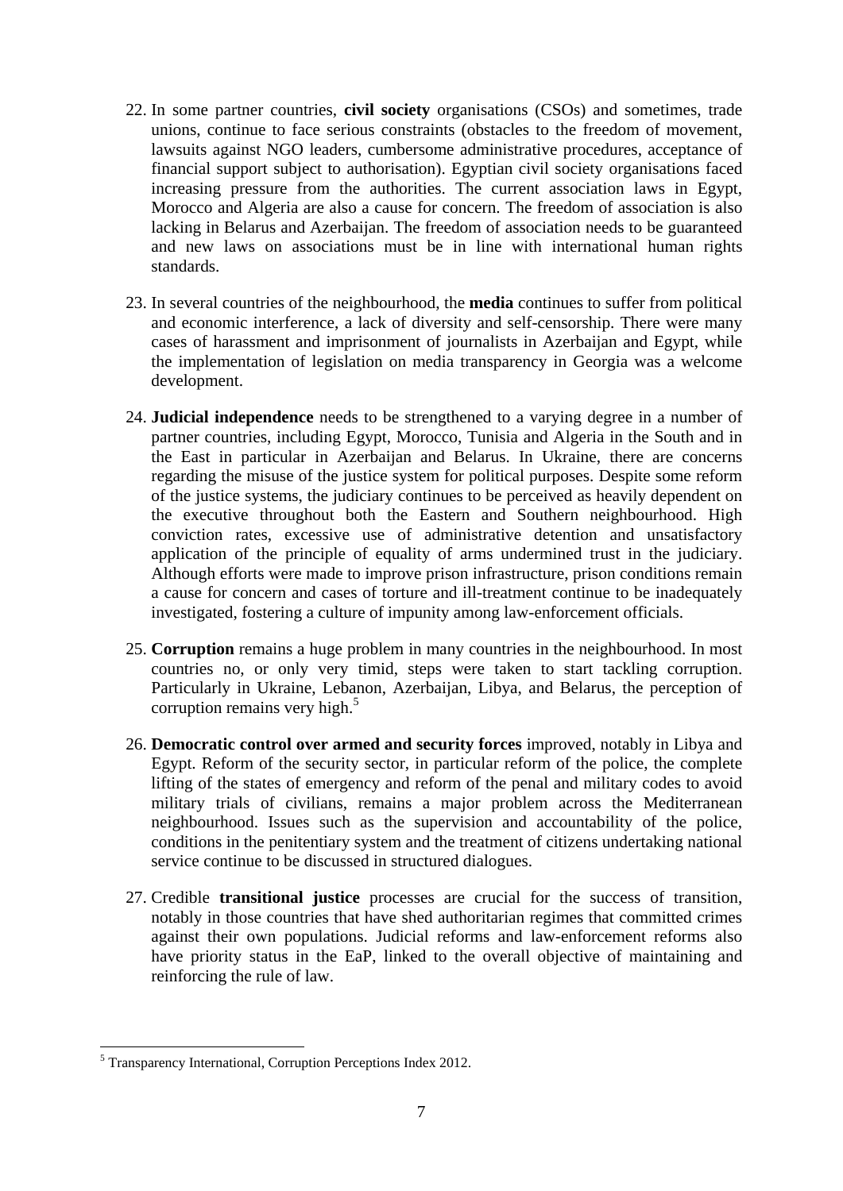22. In some partner countries, **civil society** organisations (CSOs) and sometimes, trade unions, continue to face serious constraints (obstacles to the freedom of movement, lawsuits against NGO leaders, cumbersome administrative procedures, acceptance of financial support subject to authorisation). Egyptian civil society organisations faced increasing pressure from the authorities. The current association laws in Egypt, Morocco and Algeria are also a cause for concern. The freedom of association is also lacking in Belarus and Azerbaijan. The freedom of association needs to be guaranteed and new laws on associations must be in line with international human rights standards.

23. In several countries of the neighbourhood, the **media** continues to suffer from political and economic interference, a lack of diversity and self-censorship. There were many cases of harassment and imprisonment of journalists in Azerbaijan and Egypt, while the implementation of legislation on media transparency in Georgia was a welcome development.

24. **Judicial independence** needs to be strengthened to a varying degree in a number of partner countries, including Egypt, Morocco, Tunisia and Algeria in the South and in the East in particular in Azerbaijan and Belarus. In Ukraine, there are concerns regarding the misuse of the justice system for political purposes. Despite some reform of the justice systems, the judiciary continues to be perceived as heavily dependent on the executive throughout both the Eastern and Southern neighbourhood. High conviction rates, excessive use of administrative detention and unsatisfactory application of the principle of equality of arms undermined trust in the judiciary. Although efforts were made to improve prison infrastructure, prison conditions remain a cause for concern and cases of torture and ill-treatment continue to be inadequately investigated, fostering a culture of impunity among law-enforcement officials.

25. **Corruption** remains a huge problem in many countries in the neighbourhood. In most countries no, or only very timid, steps were taken to start tackling corruption. Particularly in Ukraine, Lebanon, Azerbaijan, Libya, and Belarus, the perception of corruption remains very high.[5]

26. **Democratic control over armed and security forces** improved, notably in Libya and Egypt. Reform of the security sector, in particular reform of the police, the complete lifting of the states of emergency and reform of the penal and military codes to avoid military trials of civilians, remains a major problem across the Mediterranean neighbourhood. Issues such as the supervision and accountability of the police, conditions in the penitentiary system and the treatment of citizens undertaking national service continue to be discussed in structured dialogues.

27. Credible **transitional justice** processes are crucial for the success of transition, notably in those countries that have shed authoritarian regimes that committed crimes against their own populations. Judicial reforms and law-enforcement reforms also have priority status in the EaP, linked to the overall objective of maintaining and reinforcing the rule of law.

---

[5] Transparency International, Corruption Perceptions Index 2012.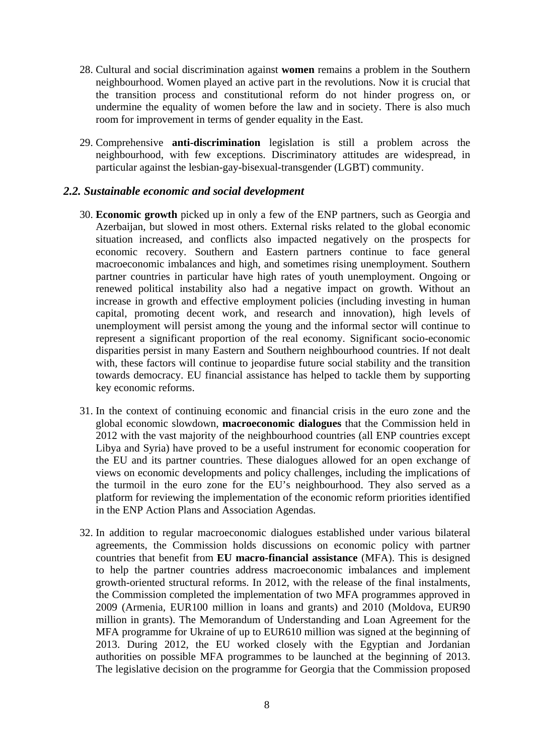28. Cultural and social discrimination against **women** remains a problem in the Southern neighbourhood. Women played an active part in the revolutions. Now it is crucial that the transition process and constitutional reform do not hinder progress on, or undermine the equality of women before the law and in society. There is also much room for improvement in terms of gender equality in the East.

29. Comprehensive **anti-discrimination** legislation is still a problem across the neighbourhood, with few exceptions. Discriminatory attitudes are widespread, in particular against the lesbian-gay-bisexual-transgender (LGBT) community.

### *2.2. Sustainable economic and social development*

30. **Economic growth** picked up in only a few of the ENP partners, such as Georgia and Azerbaijan, but slowed in most others. External risks related to the global economic situation increased, and conflicts also impacted negatively on the prospects for economic recovery. Southern and Eastern partners continue to face general macroeconomic imbalances and high, and sometimes rising unemployment. Southern partner countries in particular have high rates of youth unemployment. Ongoing or renewed political instability also had a negative impact on growth. Without an increase in growth and effective employment policies (including investing in human capital, promoting decent work, and research and innovation), high levels of unemployment will persist among the young and the informal sector will continue to represent a significant proportion of the real economy. Significant socio-economic disparities persist in many Eastern and Southern neighbourhood countries. If not dealt with, these factors will continue to jeopardise future social stability and the transition towards democracy. EU financial assistance has helped to tackle them by supporting key economic reforms.

31. In the context of continuing economic and financial crisis in the euro zone and the global economic slowdown, **macroeconomic dialogues** that the Commission held in 2012 with the vast majority of the neighbourhood countries (all ENP countries except Libya and Syria) have proved to be a useful instrument for economic cooperation for the EU and its partner countries. These dialogues allowed for an open exchange of views on economic developments and policy challenges, including the implications of the turmoil in the euro zone for the EU's neighbourhood. They also served as a platform for reviewing the implementation of the economic reform priorities identified in the ENP Action Plans and Association Agendas.

32. In addition to regular macroeconomic dialogues established under various bilateral agreements, the Commission holds discussions on economic policy with partner countries that benefit from **EU macro-financial assistance** (MFA). This is designed to help the partner countries address macroeconomic imbalances and implement growth-oriented structural reforms. In 2012, with the release of the final instalments, the Commission completed the implementation of two MFA programmes approved in 2009 (Armenia, EUR100 million in loans and grants) and 2010 (Moldova, EUR90 million in grants). The Memorandum of Understanding and Loan Agreement for the MFA programme for Ukraine of up to EUR610 million was signed at the beginning of 2013. During 2012, the EU worked closely with the Egyptian and Jordanian authorities on possible MFA programmes to be launched at the beginning of 2013. The legislative decision on the programme for Georgia that the Commission proposed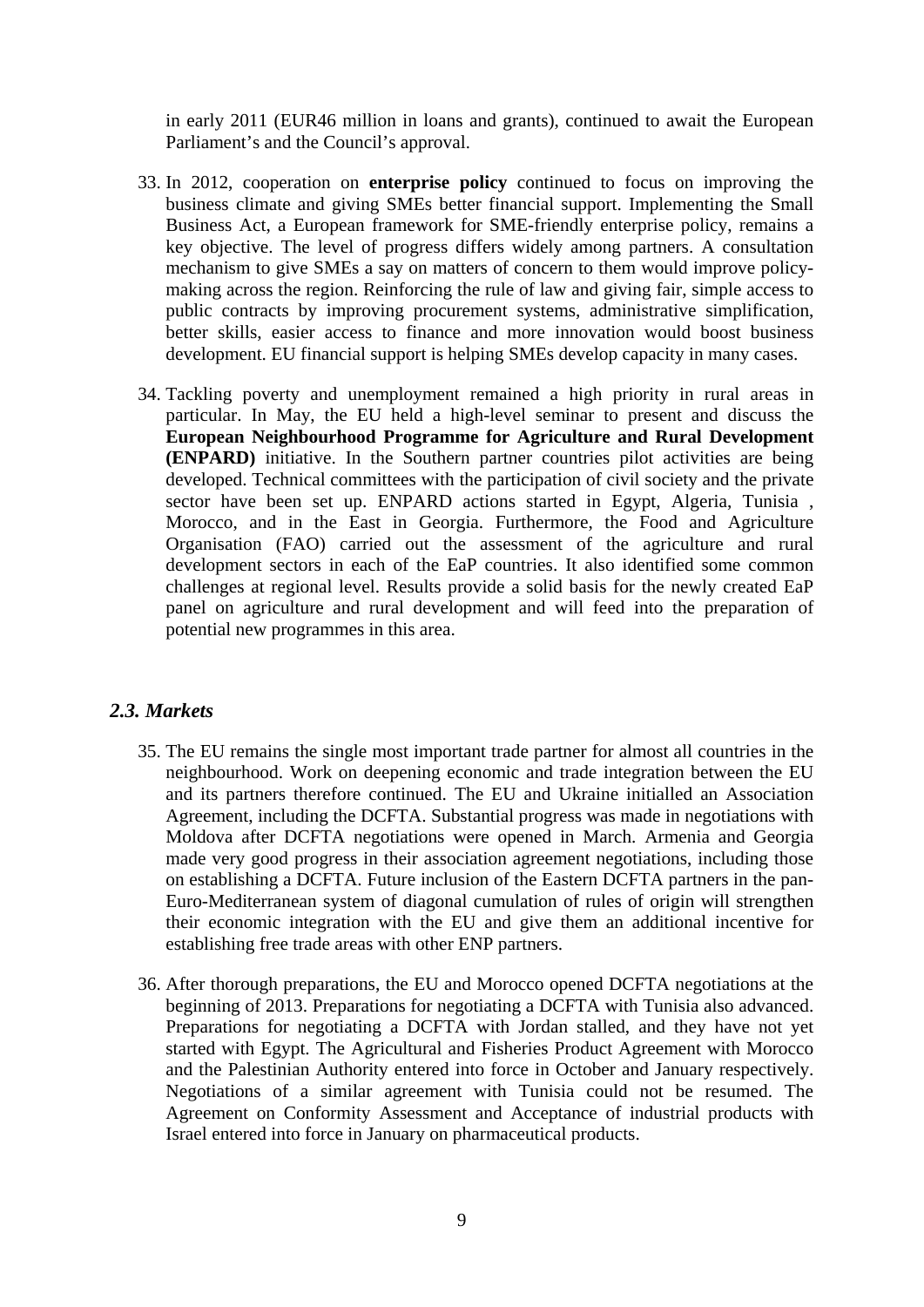in early 2011 (EUR46 million in loans and grants), continued to await the European Parliament's and the Council's approval.

33. In 2012, cooperation on **enterprise policy** continued to focus on improving the business climate and giving SMEs better financial support. Implementing the Small Business Act, a European framework for SME-friendly enterprise policy, remains a key objective. The level of progress differs widely among partners. A consultation mechanism to give SMEs a say on matters of concern to them would improve policy-making across the region. Reinforcing the rule of law and giving fair, simple access to public contracts by improving procurement systems, administrative simplification, better skills, easier access to finance and more innovation would boost business development. EU financial support is helping SMEs develop capacity in many cases.

34. Tackling poverty and unemployment remained a high priority in rural areas in particular. In May, the EU held a high-level seminar to present and discuss the **European Neighbourhood Programme for Agriculture and Rural Development (ENPARD)** initiative. In the Southern partner countries pilot activities are being developed. Technical committees with the participation of civil society and the private sector have been set up. ENPARD actions started in Egypt, Algeria, Tunisia , Morocco, and in the East in Georgia. Furthermore, the Food and Agriculture Organisation (FAO) carried out the assessment of the agriculture and rural development sectors in each of the EaP countries. It also identified some common challenges at regional level. Results provide a solid basis for the newly created EaP panel on agriculture and rural development and will feed into the preparation of potential new programmes in this area.

### *2.3. Markets*

35. The EU remains the single most important trade partner for almost all countries in the neighbourhood. Work on deepening economic and trade integration between the EU and its partners therefore continued. The EU and Ukraine initialled an Association Agreement, including the DCFTA. Substantial progress was made in negotiations with Moldova after DCFTA negotiations were opened in March. Armenia and Georgia made very good progress in their association agreement negotiations, including those on establishing a DCFTA. Future inclusion of the Eastern DCFTA partners in the pan-Euro-Mediterranean system of diagonal cumulation of rules of origin will strengthen their economic integration with the EU and give them an additional incentive for establishing free trade areas with other ENP partners.

36. After thorough preparations, the EU and Morocco opened DCFTA negotiations at the beginning of 2013. Preparations for negotiating a DCFTA with Tunisia also advanced. Preparations for negotiating a DCFTA with Jordan stalled, and they have not yet started with Egypt. The Agricultural and Fisheries Product Agreement with Morocco and the Palestinian Authority entered into force in October and January respectively. Negotiations of a similar agreement with Tunisia could not be resumed. The Agreement on Conformity Assessment and Acceptance of industrial products with Israel entered into force in January on pharmaceutical products.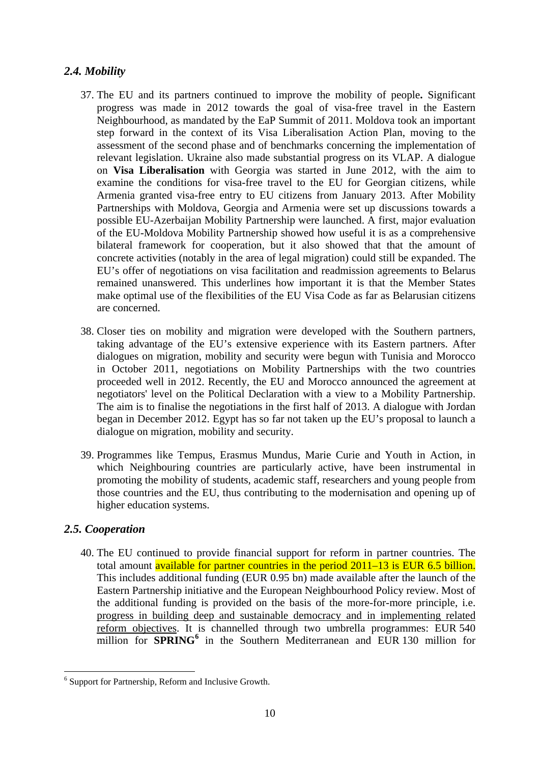### *2.4. Mobility*

37. The EU and its partners continued to improve the mobility of people**.** Significant progress was made in 2012 towards the goal of visa-free travel in the Eastern Neighbourhood, as mandated by the EaP Summit of 2011. Moldova took an important step forward in the context of its Visa Liberalisation Action Plan, moving to the assessment of the second phase and of benchmarks concerning the implementation of relevant legislation. Ukraine also made substantial progress on its VLAP. A dialogue on **Visa Liberalisation** with Georgia was started in June 2012, with the aim to examine the conditions for visa-free travel to the EU for Georgian citizens, while Armenia granted visa-free entry to EU citizens from January 2013. After Mobility Partnerships with Moldova, Georgia and Armenia were set up discussions towards a possible EU-Azerbaijan Mobility Partnership were launched. A first, major evaluation of the EU-Moldova Mobility Partnership showed how useful it is as a comprehensive bilateral framework for cooperation, but it also showed that that the amount of concrete activities (notably in the area of legal migration) could still be expanded. The EU's offer of negotiations on visa facilitation and readmission agreements to Belarus remained unanswered. This underlines how important it is that the Member States make optimal use of the flexibilities of the EU Visa Code as far as Belarusian citizens are concerned.

38. Closer ties on mobility and migration were developed with the Southern partners, taking advantage of the EU's extensive experience with its Eastern partners. After dialogues on migration, mobility and security were begun with Tunisia and Morocco in October 2011, negotiations on Mobility Partnerships with the two countries proceeded well in 2012. Recently, the EU and Morocco announced the agreement at negotiators' level on the Political Declaration with a view to a Mobility Partnership. The aim is to finalise the negotiations in the first half of 2013. A dialogue with Jordan began in December 2012. Egypt has so far not taken up the EU's proposal to launch a dialogue on migration, mobility and security.

39. Programmes like Tempus, Erasmus Mundus, Marie Curie and Youth in Action, in which Neighbouring countries are particularly active, have been instrumental in promoting the mobility of students, academic staff, researchers and young people from those countries and the EU, thus contributing to the modernisation and opening up of higher education systems.

### *2.5. Cooperation*

40. The EU continued to provide financial support for reform in partner countries. The total amount available for partner countries in the period 2011–13 is EUR 6.5 billion. This includes additional funding (EUR 0.95 bn) made available after the launch of the Eastern Partnership initiative and the European Neighbourhood Policy review. Most of the additional funding is provided on the basis of the more-for-more principle, i.e. progress in building deep and sustainable democracy and in implementing related reform objectives. It is channelled through two umbrella programmes: EUR 540 million for **SPRING**[6] in the Southern Mediterranean and EUR 130 million for

[6] Support for Partnership, Reform and Inclusive Growth.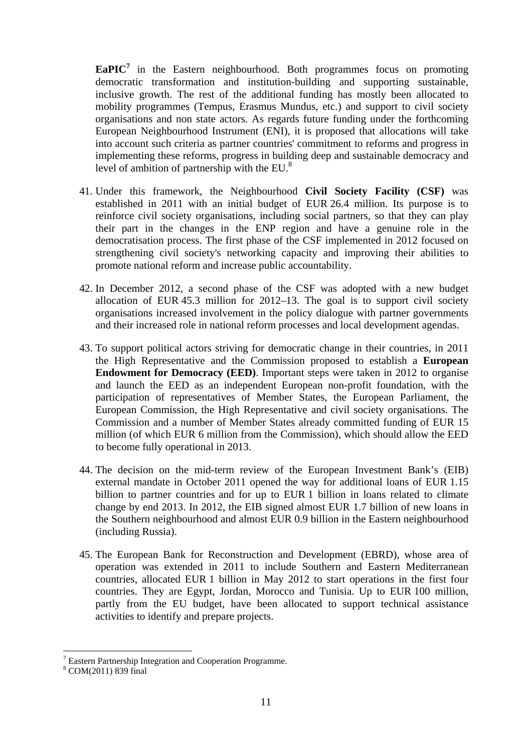**EaPIC**[7] in the Eastern neighbourhood. Both programmes focus on promoting democratic transformation and institution-building and supporting sustainable, inclusive growth. The rest of the additional funding has mostly been allocated to mobility programmes (Tempus, Erasmus Mundus, etc.) and support to civil society organisations and non state actors. As regards future funding under the forthcoming European Neighbourhood Instrument (ENI), it is proposed that allocations will take into account such criteria as partner countries' commitment to reforms and progress in implementing these reforms, progress in building deep and sustainable democracy and level of ambition of partnership with the EU.[8]

41. Under this framework, the Neighbourhood **Civil Society Facility (CSF)** was established in 2011 with an initial budget of EUR 26.4 million. Its purpose is to reinforce civil society organisations, including social partners, so that they can play their part in the changes in the ENP region and have a genuine role in the democratisation process. The first phase of the CSF implemented in 2012 focused on strengthening civil society's networking capacity and improving their abilities to promote national reform and increase public accountability.

42. In December 2012, a second phase of the CSF was adopted with a new budget allocation of EUR 45.3 million for 2012–13. The goal is to support civil society organisations increased involvement in the policy dialogue with partner governments and their increased role in national reform processes and local development agendas.

43. To support political actors striving for democratic change in their countries, in 2011 the High Representative and the Commission proposed to establish a **European Endowment for Democracy (EED)**. Important steps were taken in 2012 to organise and launch the EED as an independent European non-profit foundation, with the participation of representatives of Member States, the European Parliament, the European Commission, the High Representative and civil society organisations. The Commission and a number of Member States already committed funding of EUR 15 million (of which EUR 6 million from the Commission), which should allow the EED to become fully operational in 2013.

44. The decision on the mid-term review of the European Investment Bank's (EIB) external mandate in October 2011 opened the way for additional loans of EUR 1.15 billion to partner countries and for up to EUR 1 billion in loans related to climate change by end 2013. In 2012, the EIB signed almost EUR 1.7 billion of new loans in the Southern neighbourhood and almost EUR 0.9 billion in the Eastern neighbourhood (including Russia).

45. The European Bank for Reconstruction and Development (EBRD), whose area of operation was extended in 2011 to include Southern and Eastern Mediterranean countries, allocated EUR 1 billion in May 2012 to start operations in the first four countries. They are Egypt, Jordan, Morocco and Tunisia. Up to EUR 100 million, partly from the EU budget, have been allocated to support technical assistance activities to identify and prepare projects.

---

[7] Eastern Partnership Integration and Cooperation Programme.

[8] COM(2011) 839 final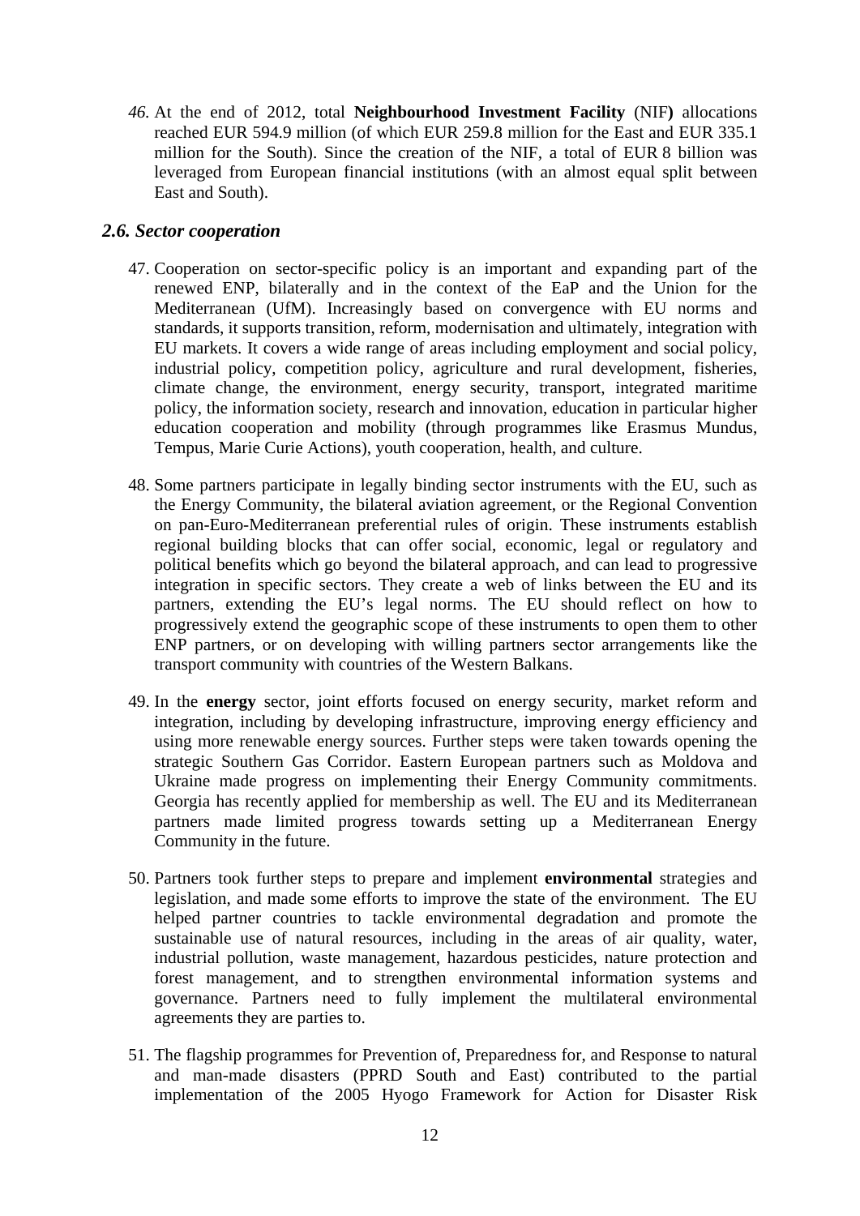*46.* At the end of 2012, total **Neighbourhood Investment Facility** (NIF**)** allocations reached EUR 594.9 million (of which EUR 259.8 million for the East and EUR 335.1 million for the South). Since the creation of the NIF, a total of EUR 8 billion was leveraged from European financial institutions (with an almost equal split between East and South).

### *2.6. Sector cooperation*

47. Cooperation on sector-specific policy is an important and expanding part of the renewed ENP, bilaterally and in the context of the EaP and the Union for the Mediterranean (UfM). Increasingly based on convergence with EU norms and standards, it supports transition, reform, modernisation and ultimately, integration with EU markets. It covers a wide range of areas including employment and social policy, industrial policy, competition policy, agriculture and rural development, fisheries, climate change, the environment, energy security, transport, integrated maritime policy, the information society, research and innovation, education in particular higher education cooperation and mobility (through programmes like Erasmus Mundus, Tempus, Marie Curie Actions), youth cooperation, health, and culture.

48. Some partners participate in legally binding sector instruments with the EU, such as the Energy Community, the bilateral aviation agreement, or the Regional Convention on pan-Euro-Mediterranean preferential rules of origin. These instruments establish regional building blocks that can offer social, economic, legal or regulatory and political benefits which go beyond the bilateral approach, and can lead to progressive integration in specific sectors. They create a web of links between the EU and its partners, extending the EU's legal norms. The EU should reflect on how to progressively extend the geographic scope of these instruments to open them to other ENP partners, or on developing with willing partners sector arrangements like the transport community with countries of the Western Balkans.

49. In the **energy** sector, joint efforts focused on energy security, market reform and integration, including by developing infrastructure, improving energy efficiency and using more renewable energy sources. Further steps were taken towards opening the strategic Southern Gas Corridor. Eastern European partners such as Moldova and Ukraine made progress on implementing their Energy Community commitments. Georgia has recently applied for membership as well. The EU and its Mediterranean partners made limited progress towards setting up a Mediterranean Energy Community in the future.

50. Partners took further steps to prepare and implement **environmental** strategies and legislation, and made some efforts to improve the state of the environment. The EU helped partner countries to tackle environmental degradation and promote the sustainable use of natural resources, including in the areas of air quality, water, industrial pollution, waste management, hazardous pesticides, nature protection and forest management, and to strengthen environmental information systems and governance. Partners need to fully implement the multilateral environmental agreements they are parties to.

51. The flagship programmes for Prevention of, Preparedness for, and Response to natural and man-made disasters (PPRD South and East) contributed to the partial implementation of the 2005 Hyogo Framework for Action for Disaster Risk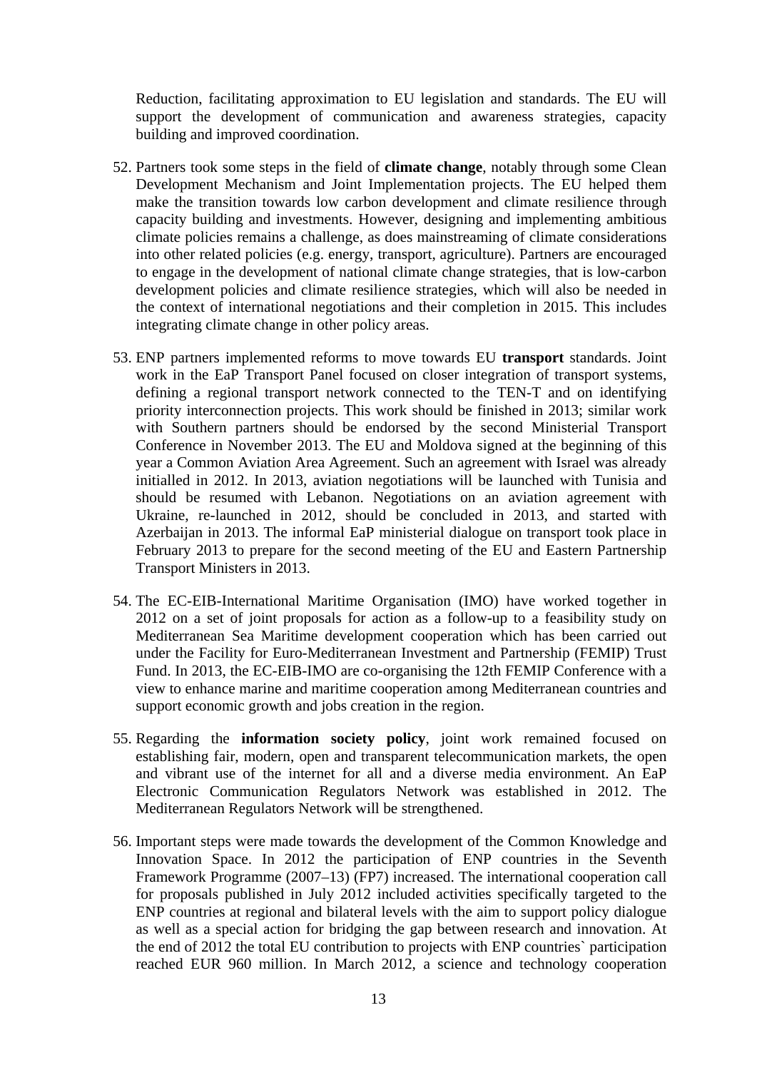Reduction, facilitating approximation to EU legislation and standards. The EU will support the development of communication and awareness strategies, capacity building and improved coordination.

52. Partners took some steps in the field of **climate change**, notably through some Clean Development Mechanism and Joint Implementation projects. The EU helped them make the transition towards low carbon development and climate resilience through capacity building and investments. However, designing and implementing ambitious climate policies remains a challenge, as does mainstreaming of climate considerations into other related policies (e.g. energy, transport, agriculture). Partners are encouraged to engage in the development of national climate change strategies, that is low-carbon development policies and climate resilience strategies, which will also be needed in the context of international negotiations and their completion in 2015. This includes integrating climate change in other policy areas.

53. ENP partners implemented reforms to move towards EU **transport** standards. Joint work in the EaP Transport Panel focused on closer integration of transport systems, defining a regional transport network connected to the TEN-T and on identifying priority interconnection projects. This work should be finished in 2013; similar work with Southern partners should be endorsed by the second Ministerial Transport Conference in November 2013. The EU and Moldova signed at the beginning of this year a Common Aviation Area Agreement. Such an agreement with Israel was already initialled in 2012. In 2013, aviation negotiations will be launched with Tunisia and should be resumed with Lebanon. Negotiations on an aviation agreement with Ukraine, re-launched in 2012, should be concluded in 2013, and started with Azerbaijan in 2013. The informal EaP ministerial dialogue on transport took place in February 2013 to prepare for the second meeting of the EU and Eastern Partnership Transport Ministers in 2013.

54. The EC-EIB-International Maritime Organisation (IMO) have worked together in 2012 on a set of joint proposals for action as a follow-up to a feasibility study on Mediterranean Sea Maritime development cooperation which has been carried out under the Facility for Euro-Mediterranean Investment and Partnership (FEMIP) Trust Fund. In 2013, the EC-EIB-IMO are co-organising the 12th FEMIP Conference with a view to enhance marine and maritime cooperation among Mediterranean countries and support economic growth and jobs creation in the region.

55. Regarding the **information society policy**, joint work remained focused on establishing fair, modern, open and transparent telecommunication markets, the open and vibrant use of the internet for all and a diverse media environment. An EaP Electronic Communication Regulators Network was established in 2012. The Mediterranean Regulators Network will be strengthened.

56. Important steps were made towards the development of the Common Knowledge and Innovation Space. In 2012 the participation of ENP countries in the Seventh Framework Programme (2007–13) (FP7) increased. The international cooperation call for proposals published in July 2012 included activities specifically targeted to the ENP countries at regional and bilateral levels with the aim to support policy dialogue as well as a special action for bridging the gap between research and innovation. At the end of 2012 the total EU contribution to projects with ENP countries` participation reached EUR 960 million. In March 2012, a science and technology cooperation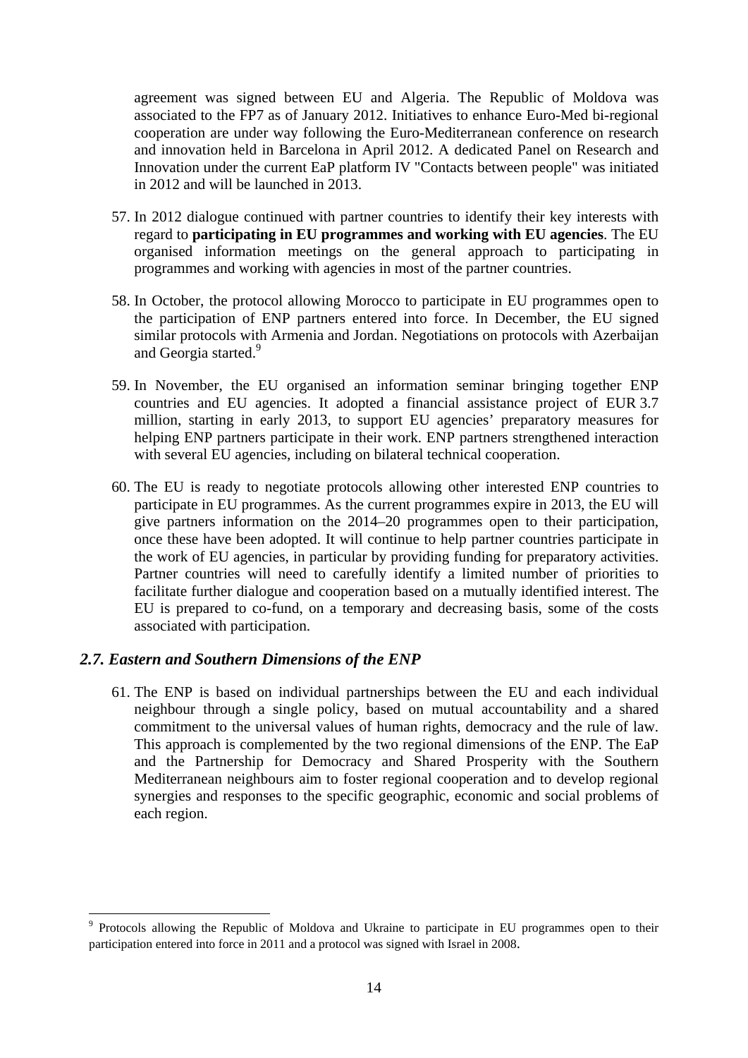agreement was signed between EU and Algeria. The Republic of Moldova was associated to the FP7 as of January 2012. Initiatives to enhance Euro-Med bi-regional cooperation are under way following the Euro-Mediterranean conference on research and innovation held in Barcelona in April 2012. A dedicated Panel on Research and Innovation under the current EaP platform IV "Contacts between people" was initiated in 2012 and will be launched in 2013.

57. In 2012 dialogue continued with partner countries to identify their key interests with regard to **participating in EU programmes and working with EU agencies**. The EU organised information meetings on the general approach to participating in programmes and working with agencies in most of the partner countries.

58. In October, the protocol allowing Morocco to participate in EU programmes open to the participation of ENP partners entered into force. In December, the EU signed similar protocols with Armenia and Jordan. Negotiations on protocols with Azerbaijan and Georgia started.[9]

59. In November, the EU organised an information seminar bringing together ENP countries and EU agencies. It adopted a financial assistance project of EUR 3.7 million, starting in early 2013, to support EU agencies' preparatory measures for helping ENP partners participate in their work. ENP partners strengthened interaction with several EU agencies, including on bilateral technical cooperation.

60. The EU is ready to negotiate protocols allowing other interested ENP countries to participate in EU programmes. As the current programmes expire in 2013, the EU will give partners information on the 2014–20 programmes open to their participation, once these have been adopted. It will continue to help partner countries participate in the work of EU agencies, in particular by providing funding for preparatory activities. Partner countries will need to carefully identify a limited number of priorities to facilitate further dialogue and cooperation based on a mutually identified interest. The EU is prepared to co-fund, on a temporary and decreasing basis, some of the costs associated with participation.

### *2.7. Eastern and Southern Dimensions of the ENP*

61. The ENP is based on individual partnerships between the EU and each individual neighbour through a single policy, based on mutual accountability and a shared commitment to the universal values of human rights, democracy and the rule of law. This approach is complemented by the two regional dimensions of the ENP. The EaP and the Partnership for Democracy and Shared Prosperity with the Southern Mediterranean neighbours aim to foster regional cooperation and to develop regional synergies and responses to the specific geographic, economic and social problems of each region.

---

[9] Protocols allowing the Republic of Moldova and Ukraine to participate in EU programmes open to their participation entered into force in 2011 and a protocol was signed with Israel in 2008.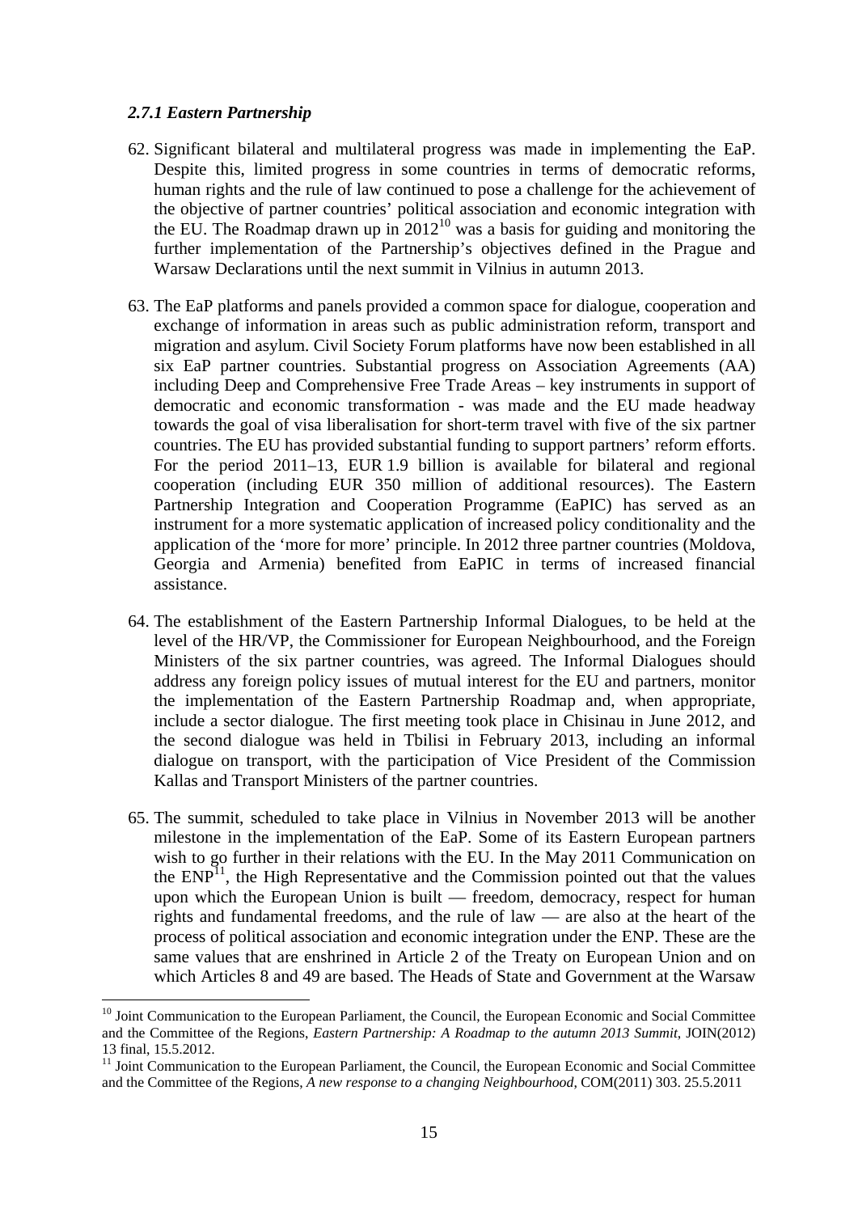### *2.7.1 Eastern Partnership*

62. Significant bilateral and multilateral progress was made in implementing the EaP. Despite this, limited progress in some countries in terms of democratic reforms, human rights and the rule of law continued to pose a challenge for the achievement of the objective of partner countries' political association and economic integration with the EU. The Roadmap drawn up in 2012[10] was a basis for guiding and monitoring the further implementation of the Partnership's objectives defined in the Prague and Warsaw Declarations until the next summit in Vilnius in autumn 2013.

63. The EaP platforms and panels provided a common space for dialogue, cooperation and exchange of information in areas such as public administration reform, transport and migration and asylum. Civil Society Forum platforms have now been established in all six EaP partner countries. Substantial progress on Association Agreements (AA) including Deep and Comprehensive Free Trade Areas – key instruments in support of democratic and economic transformation - was made and the EU made headway towards the goal of visa liberalisation for short-term travel with five of the six partner countries. The EU has provided substantial funding to support partners' reform efforts. For the period 2011–13, EUR 1.9 billion is available for bilateral and regional cooperation (including EUR 350 million of additional resources). The Eastern Partnership Integration and Cooperation Programme (EaPIC) has served as an instrument for a more systematic application of increased policy conditionality and the application of the 'more for more' principle. In 2012 three partner countries (Moldova, Georgia and Armenia) benefited from EaPIC in terms of increased financial assistance.

64. The establishment of the Eastern Partnership Informal Dialogues, to be held at the level of the HR/VP, the Commissioner for European Neighbourhood, and the Foreign Ministers of the six partner countries, was agreed. The Informal Dialogues should address any foreign policy issues of mutual interest for the EU and partners, monitor the implementation of the Eastern Partnership Roadmap and, when appropriate, include a sector dialogue. The first meeting took place in Chisinau in June 2012, and the second dialogue was held in Tbilisi in February 2013, including an informal dialogue on transport, with the participation of Vice President of the Commission Kallas and Transport Ministers of the partner countries.

65. The summit, scheduled to take place in Vilnius in November 2013 will be another milestone in the implementation of the EaP. Some of its Eastern European partners wish to go further in their relations with the EU. In the May 2011 Communication on the ENP[11], the High Representative and the Commission pointed out that the values upon which the European Union is built — freedom, democracy, respect for human rights and fundamental freedoms, and the rule of law — are also at the heart of the process of political association and economic integration under the ENP. These are the same values that are enshrined in Article 2 of the Treaty on European Union and on which Articles 8 and 49 are based. The Heads of State and Government at the Warsaw

---

[10] Joint Communication to the European Parliament, the Council, the European Economic and Social Committee and the Committee of the Regions, *Eastern Partnership: A Roadmap to the autumn 2013 Summit*, JOIN(2012) 13 final, 15.5.2012.

[11] Joint Communication to the European Parliament, the Council, the European Economic and Social Committee and the Committee of the Regions, *A new response to a changing Neighbourhood*, COM(2011) 303. 25.5.2011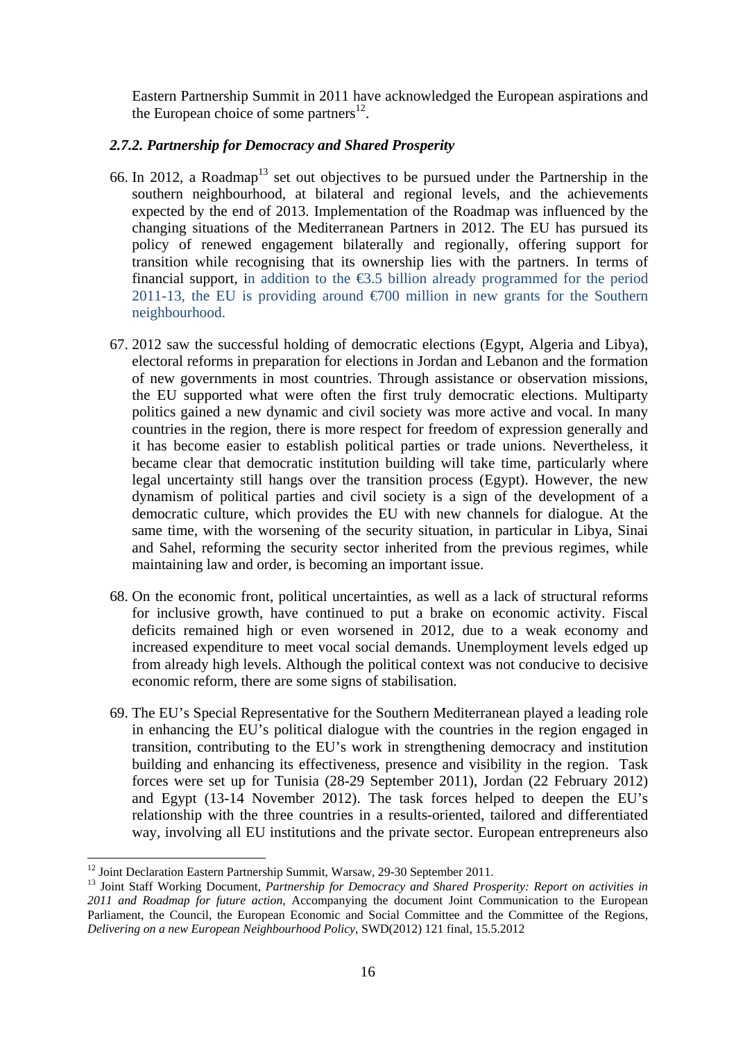Eastern Partnership Summit in 2011 have acknowledged the European aspirations and the European choice of some partners[12].

### *2.7.2. Partnership for Democracy and Shared Prosperity*

66. In 2012, a Roadmap[13] set out objectives to be pursued under the Partnership in the southern neighbourhood, at bilateral and regional levels, and the achievements expected by the end of 2013. Implementation of the Roadmap was influenced by the changing situations of the Mediterranean Partners in 2012. The EU has pursued its policy of renewed engagement bilaterally and regionally, offering support for transition while recognising that its ownership lies with the partners. In terms of financial support, in addition to the €3.5 billion already programmed for the period 2011-13, the EU is providing around €700 million in new grants for the Southern neighbourhood.

67. 2012 saw the successful holding of democratic elections (Egypt, Algeria and Libya), electoral reforms in preparation for elections in Jordan and Lebanon and the formation of new governments in most countries. Through assistance or observation missions, the EU supported what were often the first truly democratic elections. Multiparty politics gained a new dynamic and civil society was more active and vocal. In many countries in the region, there is more respect for freedom of expression generally and it has become easier to establish political parties or trade unions. Nevertheless, it became clear that democratic institution building will take time, particularly where legal uncertainty still hangs over the transition process (Egypt). However, the new dynamism of political parties and civil society is a sign of the development of a democratic culture, which provides the EU with new channels for dialogue. At the same time, with the worsening of the security situation, in particular in Libya, Sinai and Sahel, reforming the security sector inherited from the previous regimes, while maintaining law and order, is becoming an important issue.

68. On the economic front, political uncertainties, as well as a lack of structural reforms for inclusive growth, have continued to put a brake on economic activity. Fiscal deficits remained high or even worsened in 2012, due to a weak economy and increased expenditure to meet vocal social demands. Unemployment levels edged up from already high levels. Although the political context was not conducive to decisive economic reform, there are some signs of stabilisation.

69. The EU's Special Representative for the Southern Mediterranean played a leading role in enhancing the EU's political dialogue with the countries in the region engaged in transition, contributing to the EU's work in strengthening democracy and institution building and enhancing its effectiveness, presence and visibility in the region. Task forces were set up for Tunisia (28-29 September 2011), Jordan (22 February 2012) and Egypt (13-14 November 2012). The task forces helped to deepen the EU's relationship with the three countries in a results-oriented, tailored and differentiated way, involving all EU institutions and the private sector. European entrepreneurs also

---

[12] Joint Declaration Eastern Partnership Summit, Warsaw, 29-30 September 2011.

[13] Joint Staff Working Document, *Partnership for Democracy and Shared Prosperity: Report on activities in 2011 and Roadmap for future action*, Accompanying the document Joint Communication to the European Parliament, the Council, the European Economic and Social Committee and the Committee of the Regions, *Delivering on a new European Neighbourhood Policy*, SWD(2012) 121 final, 15.5.2012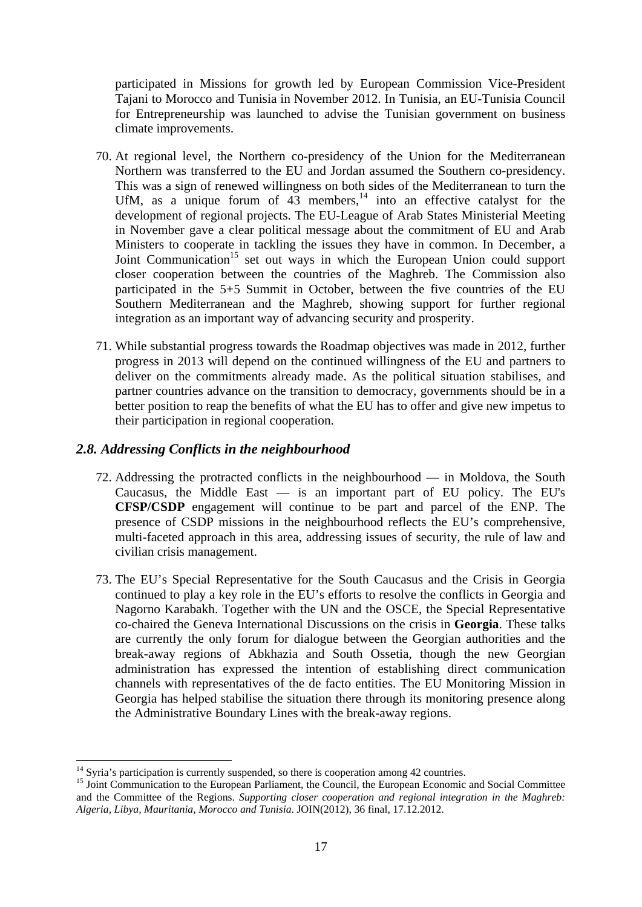participated in Missions for growth led by European Commission Vice-President Tajani to Morocco and Tunisia in November 2012. In Tunisia, an EU-Tunisia Council for Entrepreneurship was launched to advise the Tunisian government on business climate improvements.

70. At regional level, the Northern co-presidency of the Union for the Mediterranean Northern was transferred to the EU and Jordan assumed the Southern co-presidency. This was a sign of renewed willingness on both sides of the Mediterranean to turn the UfM, as a unique forum of 43 members,[14] into an effective catalyst for the development of regional projects. The EU-League of Arab States Ministerial Meeting in November gave a clear political message about the commitment of EU and Arab Ministers to cooperate in tackling the issues they have in common. In December, a Joint Communication[15] set out ways in which the European Union could support closer cooperation between the countries of the Maghreb. The Commission also participated in the 5+5 Summit in October, between the five countries of the EU Southern Mediterranean and the Maghreb, showing support for further regional integration as an important way of advancing security and prosperity.

71. While substantial progress towards the Roadmap objectives was made in 2012, further progress in 2013 will depend on the continued willingness of the EU and partners to deliver on the commitments already made. As the political situation stabilises, and partner countries advance on the transition to democracy, governments should be in a better position to reap the benefits of what the EU has to offer and give new impetus to their participation in regional cooperation.

### *2.8. Addressing Conflicts in the neighbourhood*

72. Addressing the protracted conflicts in the neighbourhood — in Moldova, the South Caucasus, the Middle East — is an important part of EU policy. The EU's **CFSP/CSDP** engagement will continue to be part and parcel of the ENP. The presence of CSDP missions in the neighbourhood reflects the EU's comprehensive, multi-faceted approach in this area, addressing issues of security, the rule of law and civilian crisis management.

73. The EU's Special Representative for the South Caucasus and the Crisis in Georgia continued to play a key role in the EU's efforts to resolve the conflicts in Georgia and Nagorno Karabakh. Together with the UN and the OSCE, the Special Representative co-chaired the Geneva International Discussions on the crisis in **Georgia**. These talks are currently the only forum for dialogue between the Georgian authorities and the break-away regions of Abkhazia and South Ossetia, though the new Georgian administration has expressed the intention of establishing direct communication channels with representatives of the de facto entities. The EU Monitoring Mission in Georgia has helped stabilise the situation there through its monitoring presence along the Administrative Boundary Lines with the break-away regions.

---

[14] Syria's participation is currently suspended, so there is cooperation among 42 countries.

[15] Joint Communication to the European Parliament, the Council, the European Economic and Social Committee and the Committee of the Regions. *Supporting closer cooperation and regional integration in the Maghreb: Algeria, Libya, Mauritania, Morocco and Tunisia.* JOIN(2012), 36 final, 17.12.2012.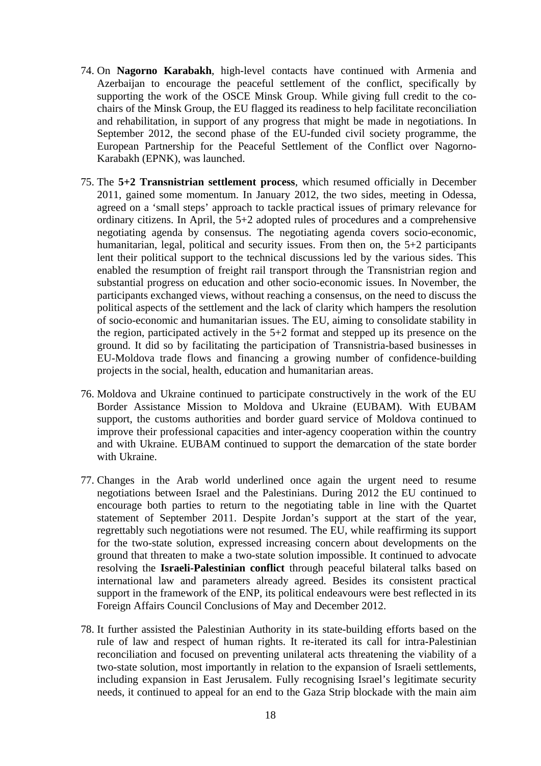74. On **Nagorno Karabakh**, high-level contacts have continued with Armenia and Azerbaijan to encourage the peaceful settlement of the conflict, specifically by supporting the work of the OSCE Minsk Group. While giving full credit to the co-chairs of the Minsk Group, the EU flagged its readiness to help facilitate reconciliation and rehabilitation, in support of any progress that might be made in negotiations. In September 2012, the second phase of the EU-funded civil society programme, the European Partnership for the Peaceful Settlement of the Conflict over Nagorno-Karabakh (EPNK), was launched.

75. The **5+2 Transnistrian settlement process**, which resumed officially in December 2011, gained some momentum. In January 2012, the two sides, meeting in Odessa, agreed on a 'small steps' approach to tackle practical issues of primary relevance for ordinary citizens. In April, the 5+2 adopted rules of procedures and a comprehensive negotiating agenda by consensus. The negotiating agenda covers socio-economic, humanitarian, legal, political and security issues. From then on, the 5+2 participants lent their political support to the technical discussions led by the various sides. This enabled the resumption of freight rail transport through the Transnistrian region and substantial progress on education and other socio-economic issues. In November, the participants exchanged views, without reaching a consensus, on the need to discuss the political aspects of the settlement and the lack of clarity which hampers the resolution of socio-economic and humanitarian issues. The EU, aiming to consolidate stability in the region, participated actively in the 5+2 format and stepped up its presence on the ground. It did so by facilitating the participation of Transnistria-based businesses in EU-Moldova trade flows and financing a growing number of confidence-building projects in the social, health, education and humanitarian areas.

76. Moldova and Ukraine continued to participate constructively in the work of the EU Border Assistance Mission to Moldova and Ukraine (EUBAM). With EUBAM support, the customs authorities and border guard service of Moldova continued to improve their professional capacities and inter-agency cooperation within the country and with Ukraine. EUBAM continued to support the demarcation of the state border with Ukraine.

77. Changes in the Arab world underlined once again the urgent need to resume negotiations between Israel and the Palestinians. During 2012 the EU continued to encourage both parties to return to the negotiating table in line with the Quartet statement of September 2011. Despite Jordan's support at the start of the year, regrettably such negotiations were not resumed. The EU, while reaffirming its support for the two-state solution, expressed increasing concern about developments on the ground that threaten to make a two-state solution impossible. It continued to advocate resolving the **Israeli-Palestinian conflict** through peaceful bilateral talks based on international law and parameters already agreed. Besides its consistent practical support in the framework of the ENP, its political endeavours were best reflected in its Foreign Affairs Council Conclusions of May and December 2012.

78. It further assisted the Palestinian Authority in its state-building efforts based on the rule of law and respect of human rights. It re-iterated its call for intra-Palestinian reconciliation and focused on preventing unilateral acts threatening the viability of a two-state solution, most importantly in relation to the expansion of Israeli settlements, including expansion in East Jerusalem. Fully recognising Israel's legitimate security needs, it continued to appeal for an end to the Gaza Strip blockade with the main aim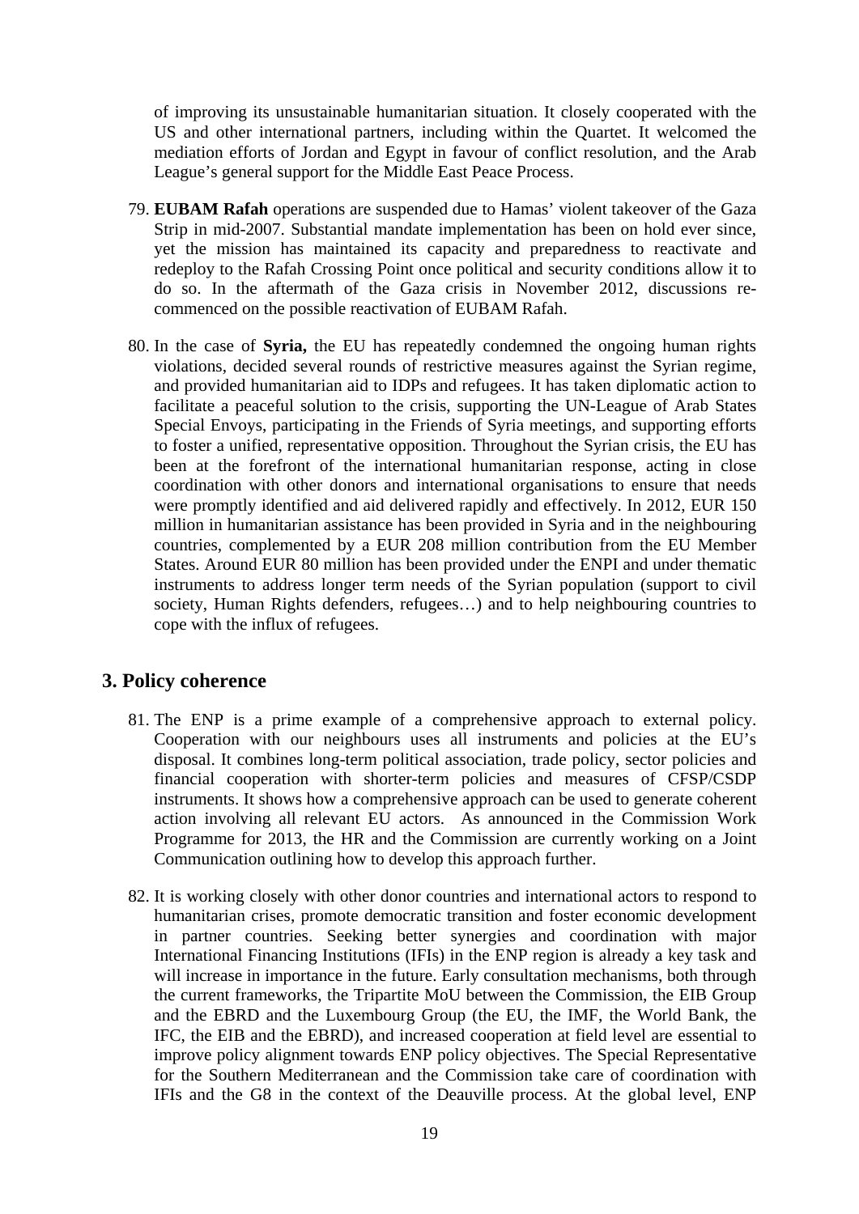of improving its unsustainable humanitarian situation. It closely cooperated with the US and other international partners, including within the Quartet. It welcomed the mediation efforts of Jordan and Egypt in favour of conflict resolution, and the Arab League's general support for the Middle East Peace Process.

79. **EUBAM Rafah** operations are suspended due to Hamas' violent takeover of the Gaza Strip in mid-2007. Substantial mandate implementation has been on hold ever since, yet the mission has maintained its capacity and preparedness to reactivate and redeploy to the Rafah Crossing Point once political and security conditions allow it to do so. In the aftermath of the Gaza crisis in November 2012, discussions re-commenced on the possible reactivation of EUBAM Rafah.

80. In the case of **Syria,** the EU has repeatedly condemned the ongoing human rights violations, decided several rounds of restrictive measures against the Syrian regime, and provided humanitarian aid to IDPs and refugees. It has taken diplomatic action to facilitate a peaceful solution to the crisis, supporting the UN-League of Arab States Special Envoys, participating in the Friends of Syria meetings, and supporting efforts to foster a unified, representative opposition. Throughout the Syrian crisis, the EU has been at the forefront of the international humanitarian response, acting in close coordination with other donors and international organisations to ensure that needs were promptly identified and aid delivered rapidly and effectively. In 2012, EUR 150 million in humanitarian assistance has been provided in Syria and in the neighbouring countries, complemented by a EUR 208 million contribution from the EU Member States. Around EUR 80 million has been provided under the ENPI and under thematic instruments to address longer term needs of the Syrian population (support to civil society, Human Rights defenders, refugees…) and to help neighbouring countries to cope with the influx of refugees.

## 3. Policy coherence

81. The ENP is a prime example of a comprehensive approach to external policy. Cooperation with our neighbours uses all instruments and policies at the EU's disposal. It combines long-term political association, trade policy, sector policies and financial cooperation with shorter-term policies and measures of CFSP/CSDP instruments. It shows how a comprehensive approach can be used to generate coherent action involving all relevant EU actors. As announced in the Commission Work Programme for 2013, the HR and the Commission are currently working on a Joint Communication outlining how to develop this approach further.

82. It is working closely with other donor countries and international actors to respond to humanitarian crises, promote democratic transition and foster economic development in partner countries. Seeking better synergies and coordination with major International Financing Institutions (IFIs) in the ENP region is already a key task and will increase in importance in the future. Early consultation mechanisms, both through the current frameworks, the Tripartite MoU between the Commission, the EIB Group and the EBRD and the Luxembourg Group (the EU, the IMF, the World Bank, the IFC, the EIB and the EBRD), and increased cooperation at field level are essential to improve policy alignment towards ENP policy objectives. The Special Representative for the Southern Mediterranean and the Commission take care of coordination with IFIs and the G8 in the context of the Deauville process. At the global level, ENP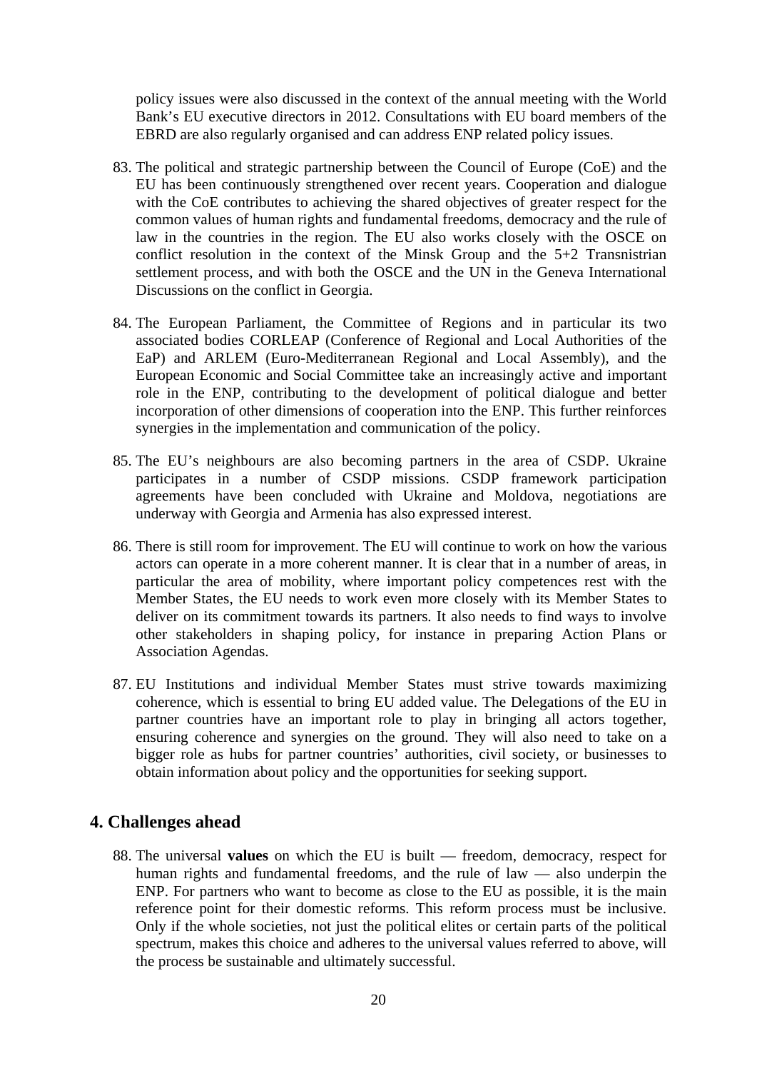policy issues were also discussed in the context of the annual meeting with the World Bank's EU executive directors in 2012. Consultations with EU board members of the EBRD are also regularly organised and can address ENP related policy issues.

83. The political and strategic partnership between the Council of Europe (CoE) and the EU has been continuously strengthened over recent years. Cooperation and dialogue with the CoE contributes to achieving the shared objectives of greater respect for the common values of human rights and fundamental freedoms, democracy and the rule of law in the countries in the region. The EU also works closely with the OSCE on conflict resolution in the context of the Minsk Group and the 5+2 Transnistrian settlement process, and with both the OSCE and the UN in the Geneva International Discussions on the conflict in Georgia.

84. The European Parliament, the Committee of Regions and in particular its two associated bodies CORLEAP (Conference of Regional and Local Authorities of the EaP) and ARLEM (Euro-Mediterranean Regional and Local Assembly), and the European Economic and Social Committee take an increasingly active and important role in the ENP, contributing to the development of political dialogue and better incorporation of other dimensions of cooperation into the ENP. This further reinforces synergies in the implementation and communication of the policy.

85. The EU's neighbours are also becoming partners in the area of CSDP. Ukraine participates in a number of CSDP missions. CSDP framework participation agreements have been concluded with Ukraine and Moldova, negotiations are underway with Georgia and Armenia has also expressed interest.

86. There is still room for improvement. The EU will continue to work on how the various actors can operate in a more coherent manner. It is clear that in a number of areas, in particular the area of mobility, where important policy competences rest with the Member States, the EU needs to work even more closely with its Member States to deliver on its commitment towards its partners. It also needs to find ways to involve other stakeholders in shaping policy, for instance in preparing Action Plans or Association Agendas.

87. EU Institutions and individual Member States must strive towards maximizing coherence, which is essential to bring EU added value. The Delegations of the EU in partner countries have an important role to play in bringing all actors together, ensuring coherence and synergies on the ground. They will also need to take on a bigger role as hubs for partner countries' authorities, civil society, or businesses to obtain information about policy and the opportunities for seeking support.

## 4. Challenges ahead

88. The universal **values** on which the EU is built — freedom, democracy, respect for human rights and fundamental freedoms, and the rule of law — also underpin the ENP. For partners who want to become as close to the EU as possible, it is the main reference point for their domestic reforms. This reform process must be inclusive. Only if the whole societies, not just the political elites or certain parts of the political spectrum, makes this choice and adheres to the universal values referred to above, will the process be sustainable and ultimately successful.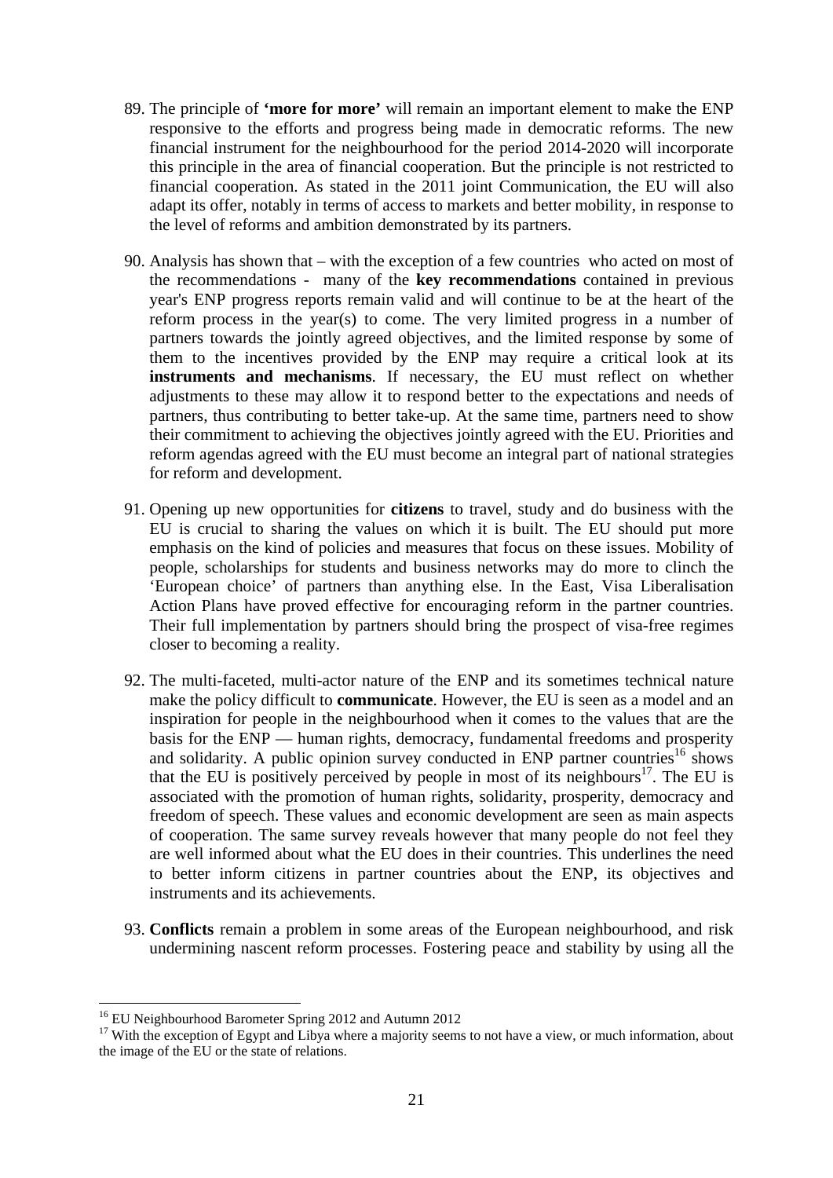89. The principle of **'more for more'** will remain an important element to make the ENP responsive to the efforts and progress being made in democratic reforms. The new financial instrument for the neighbourhood for the period 2014-2020 will incorporate this principle in the area of financial cooperation. But the principle is not restricted to financial cooperation. As stated in the 2011 joint Communication, the EU will also adapt its offer, notably in terms of access to markets and better mobility, in response to the level of reforms and ambition demonstrated by its partners.

90. Analysis has shown that – with the exception of a few countries who acted on most of the recommendations - many of the **key recommendations** contained in previous year's ENP progress reports remain valid and will continue to be at the heart of the reform process in the year(s) to come. The very limited progress in a number of partners towards the jointly agreed objectives, and the limited response by some of them to the incentives provided by the ENP may require a critical look at its **instruments and mechanisms**. If necessary, the EU must reflect on whether adjustments to these may allow it to respond better to the expectations and needs of partners, thus contributing to better take-up. At the same time, partners need to show their commitment to achieving the objectives jointly agreed with the EU. Priorities and reform agendas agreed with the EU must become an integral part of national strategies for reform and development.

91. Opening up new opportunities for **citizens** to travel, study and do business with the EU is crucial to sharing the values on which it is built. The EU should put more emphasis on the kind of policies and measures that focus on these issues. Mobility of people, scholarships for students and business networks may do more to clinch the 'European choice' of partners than anything else. In the East, Visa Liberalisation Action Plans have proved effective for encouraging reform in the partner countries. Their full implementation by partners should bring the prospect of visa-free regimes closer to becoming a reality.

92. The multi-faceted, multi-actor nature of the ENP and its sometimes technical nature make the policy difficult to **communicate**. However, the EU is seen as a model and an inspiration for people in the neighbourhood when it comes to the values that are the basis for the ENP — human rights, democracy, fundamental freedoms and prosperity and solidarity. A public opinion survey conducted in ENP partner countries[16] shows that the EU is positively perceived by people in most of its neighbours[17]. The EU is associated with the promotion of human rights, solidarity, prosperity, democracy and freedom of speech. These values and economic development are seen as main aspects of cooperation. The same survey reveals however that many people do not feel they are well informed about what the EU does in their countries. This underlines the need to better inform citizens in partner countries about the ENP, its objectives and instruments and its achievements.

93. **Conflicts** remain a problem in some areas of the European neighbourhood, and risk undermining nascent reform processes. Fostering peace and stability by using all the

---

[16] EU Neighbourhood Barometer Spring 2012 and Autumn 2012

[17] With the exception of Egypt and Libya where a majority seems to not have a view, or much information, about the image of the EU or the state of relations.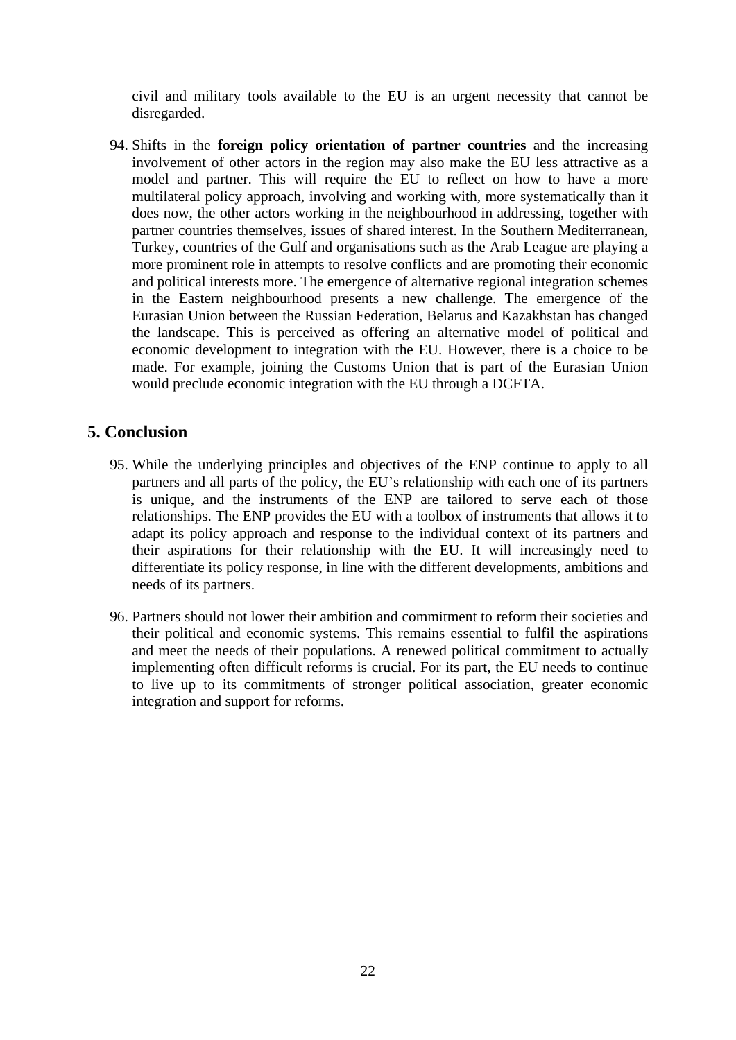civil and military tools available to the EU is an urgent necessity that cannot be disregarded.

94. Shifts in the **foreign policy orientation of partner countries** and the increasing involvement of other actors in the region may also make the EU less attractive as a model and partner. This will require the EU to reflect on how to have a more multilateral policy approach, involving and working with, more systematically than it does now, the other actors working in the neighbourhood in addressing, together with partner countries themselves, issues of shared interest. In the Southern Mediterranean, Turkey, countries of the Gulf and organisations such as the Arab League are playing a more prominent role in attempts to resolve conflicts and are promoting their economic and political interests more. The emergence of alternative regional integration schemes in the Eastern neighbourhood presents a new challenge. The emergence of the Eurasian Union between the Russian Federation, Belarus and Kazakhstan has changed the landscape. This is perceived as offering an alternative model of political and economic development to integration with the EU. However, there is a choice to be made. For example, joining the Customs Union that is part of the Eurasian Union would preclude economic integration with the EU through a DCFTA.

## 5. Conclusion

95. While the underlying principles and objectives of the ENP continue to apply to all partners and all parts of the policy, the EU's relationship with each one of its partners is unique, and the instruments of the ENP are tailored to serve each of those relationships. The ENP provides the EU with a toolbox of instruments that allows it to adapt its policy approach and response to the individual context of its partners and their aspirations for their relationship with the EU. It will increasingly need to differentiate its policy response, in line with the different developments, ambitions and needs of its partners.

96. Partners should not lower their ambition and commitment to reform their societies and their political and economic systems. This remains essential to fulfil the aspirations and meet the needs of their populations. A renewed political commitment to actually implementing often difficult reforms is crucial. For its part, the EU needs to continue to live up to its commitments of stronger political association, greater economic integration and support for reforms.